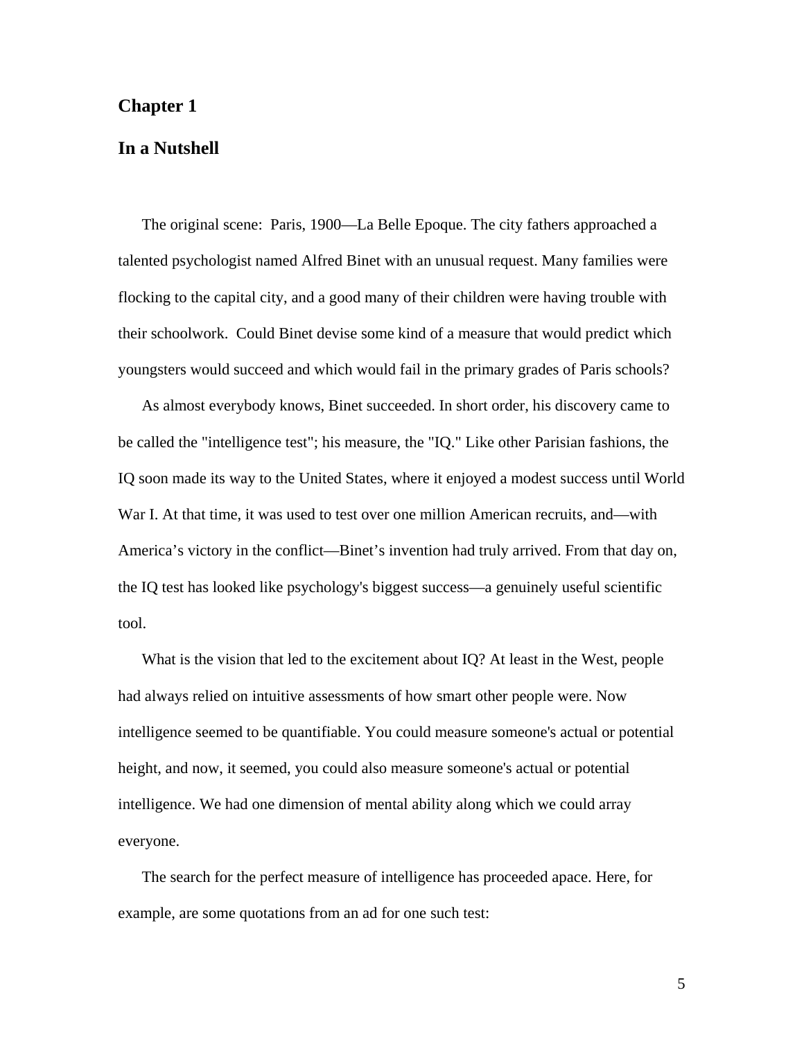# Chapter 1

## In a Nutshell

The original scene:  Paris, 1900—La Belle Epoque. The city fathers approached a talented psychologist named Alfred Binet with an unusual request. Many families were flocking to the capital city, and a good many of their children were having trouble with their schoolwork.  Could Binet devise some kind of a measure that would predict which youngsters would succeed and which would fail in the primary grades of Paris schools?

As almost everybody knows, Binet succeeded. In short order, his discovery came to be called the "intelligence test"; his measure, the "IQ." Like other Parisian fashions, the IQ soon made its way to the United States, where it enjoyed a modest success until World War I. At that time, it was used to test over one million American recruits, and—with America's victory in the conflict—Binet's invention had truly arrived. From that day on, the IQ test has looked like psychology's biggest success—a genuinely useful scientific tool.

What is the vision that led to the excitement about IQ? At least in the West, people had always relied on intuitive assessments of how smart other people were. Now intelligence seemed to be quantifiable. You could measure someone's actual or potential height, and now, it seemed, you could also measure someone's actual or potential intelligence. We had one dimension of mental ability along which we could array everyone.

The search for the perfect measure of intelligence has proceeded apace. Here, for example, are some quotations from an ad for one such test: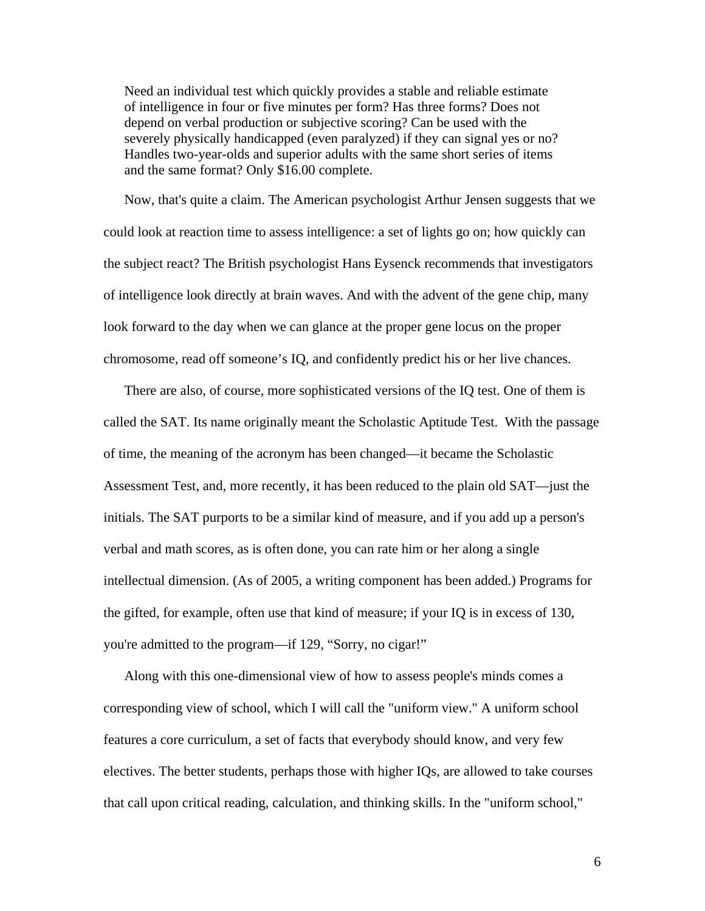> Need an individual test which quickly provides a stable and reliable estimate of intelligence in four or five minutes per form? Has three forms? Does not depend on verbal production or subjective scoring? Can be used with the severely physically handicapped (even paralyzed) if they can signal yes or no? Handles two-year-olds and superior adults with the same short series of items and the same format? Only $16.00 complete.

Now, that's quite a claim. The American psychologist Arthur Jensen suggests that we could look at reaction time to assess intelligence: a set of lights go on; how quickly can the subject react? The British psychologist Hans Eysenck recommends that investigators of intelligence look directly at brain waves. And with the advent of the gene chip, many look forward to the day when we can glance at the proper gene locus on the proper chromosome, read off someone's IQ, and confidently predict his or her live chances.

There are also, of course, more sophisticated versions of the IQ test. One of them is called the SAT. Its name originally meant the Scholastic Aptitude Test. With the passage of time, the meaning of the acronym has been changed—it became the Scholastic Assessment Test, and, more recently, it has been reduced to the plain old SAT—just the initials. The SAT purports to be a similar kind of measure, and if you add up a person's verbal and math scores, as is often done, you can rate him or her along a single intellectual dimension. (As of 2005, a writing component has been added.) Programs for the gifted, for example, often use that kind of measure; if your IQ is in excess of 130, you're admitted to the program—if 129, "Sorry, no cigar!"

Along with this one-dimensional view of how to assess people's minds comes a corresponding view of school, which I will call the "uniform view." A uniform school features a core curriculum, a set of facts that everybody should know, and very few electives. The better students, perhaps those with higher IQs, are allowed to take courses that call upon critical reading, calculation, and thinking skills. In the "uniform school,"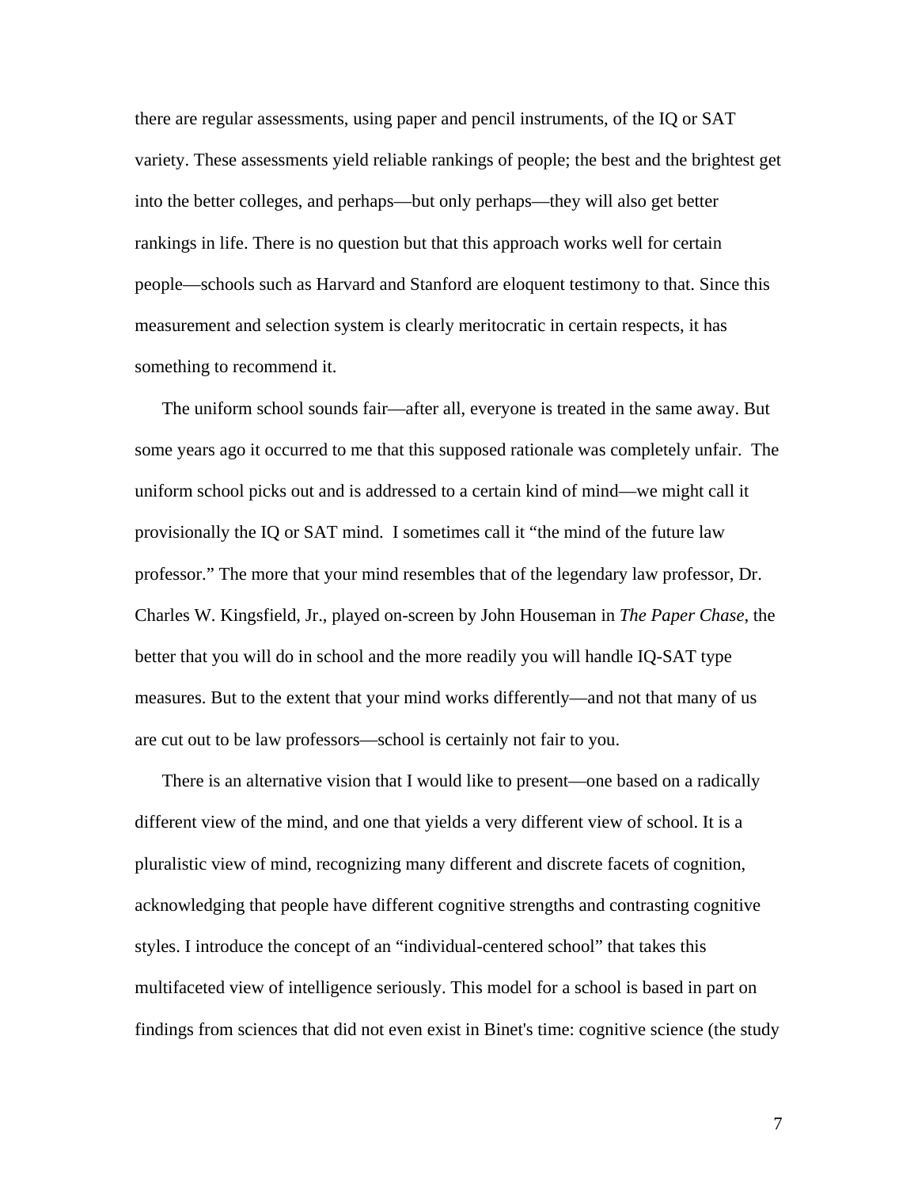there are regular assessments, using paper and pencil instruments, of the IQ or SAT variety. These assessments yield reliable rankings of people; the best and the brightest get into the better colleges, and perhaps—but only perhaps—they will also get better rankings in life. There is no question but that this approach works well for certain people—schools such as Harvard and Stanford are eloquent testimony to that. Since this measurement and selection system is clearly meritocratic in certain respects, it has something to recommend it.

The uniform school sounds fair—after all, everyone is treated in the same away. But some years ago it occurred to me that this supposed rationale was completely unfair. The uniform school picks out and is addressed to a certain kind of mind—we might call it provisionally the IQ or SAT mind. I sometimes call it "the mind of the future law professor." The more that your mind resembles that of the legendary law professor, Dr. Charles W. Kingsfield, Jr., played on-screen by John Houseman in *The Paper Chase*, the better that you will do in school and the more readily you will handle IQ-SAT type measures. But to the extent that your mind works differently—and not that many of us are cut out to be law professors—school is certainly not fair to you.

There is an alternative vision that I would like to present—one based on a radically different view of the mind, and one that yields a very different view of school. It is a pluralistic view of mind, recognizing many different and discrete facets of cognition, acknowledging that people have different cognitive strengths and contrasting cognitive styles. I introduce the concept of an "individual-centered school" that takes this multifaceted view of intelligence seriously. This model for a school is based in part on findings from sciences that did not even exist in Binet's time: cognitive science (the study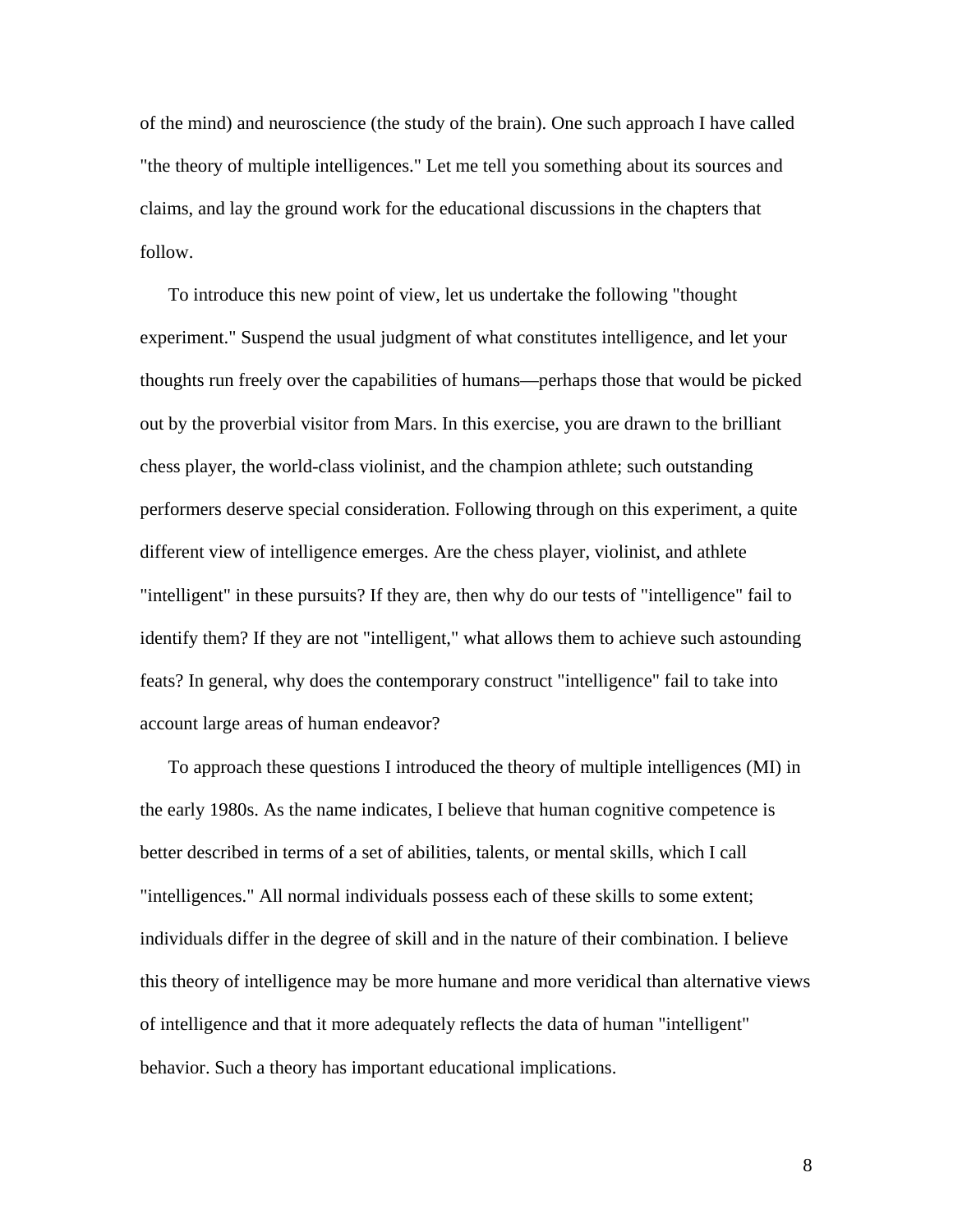of the mind) and neuroscience (the study of the brain). One such approach I have called "the theory of multiple intelligences." Let me tell you something about its sources and claims, and lay the ground work for the educational discussions in the chapters that follow.

To introduce this new point of view, let us undertake the following "thought experiment." Suspend the usual judgment of what constitutes intelligence, and let your thoughts run freely over the capabilities of humans—perhaps those that would be picked out by the proverbial visitor from Mars. In this exercise, you are drawn to the brilliant chess player, the world-class violinist, and the champion athlete; such outstanding performers deserve special consideration. Following through on this experiment, a quite different view of intelligence emerges. Are the chess player, violinist, and athlete "intelligent" in these pursuits? If they are, then why do our tests of "intelligence" fail to identify them? If they are not "intelligent," what allows them to achieve such astounding feats? In general, why does the contemporary construct "intelligence" fail to take into account large areas of human endeavor?

To approach these questions I introduced the theory of multiple intelligences (MI) in the early 1980s. As the name indicates, I believe that human cognitive competence is better described in terms of a set of abilities, talents, or mental skills, which I call "intelligences." All normal individuals possess each of these skills to some extent; individuals differ in the degree of skill and in the nature of their combination. I believe this theory of intelligence may be more humane and more veridical than alternative views of intelligence and that it more adequately reflects the data of human "intelligent" behavior. Such a theory has important educational implications.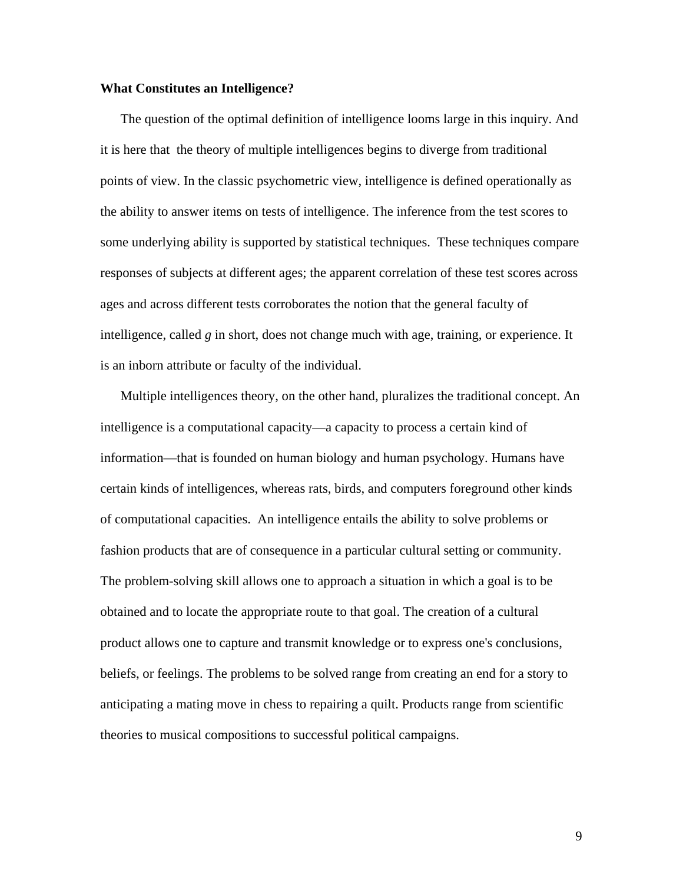**What Constitutes an Intelligence?**

The question of the optimal definition of intelligence looms large in this inquiry. And it is here that the theory of multiple intelligences begins to diverge from traditional points of view. In the classic psychometric view, intelligence is defined operationally as the ability to answer items on tests of intelligence. The inference from the test scores to some underlying ability is supported by statistical techniques. These techniques compare responses of subjects at different ages; the apparent correlation of these test scores across ages and across different tests corroborates the notion that the general faculty of intelligence, called *g* in short, does not change much with age, training, or experience. It is an inborn attribute or faculty of the individual.

Multiple intelligences theory, on the other hand, pluralizes the traditional concept. An intelligence is a computational capacity—a capacity to process a certain kind of information—that is founded on human biology and human psychology. Humans have certain kinds of intelligences, whereas rats, birds, and computers foreground other kinds of computational capacities. An intelligence entails the ability to solve problems or fashion products that are of consequence in a particular cultural setting or community. The problem-solving skill allows one to approach a situation in which a goal is to be obtained and to locate the appropriate route to that goal. The creation of a cultural product allows one to capture and transmit knowledge or to express one's conclusions, beliefs, or feelings. The problems to be solved range from creating an end for a story to anticipating a mating move in chess to repairing a quilt. Products range from scientific theories to musical compositions to successful political campaigns.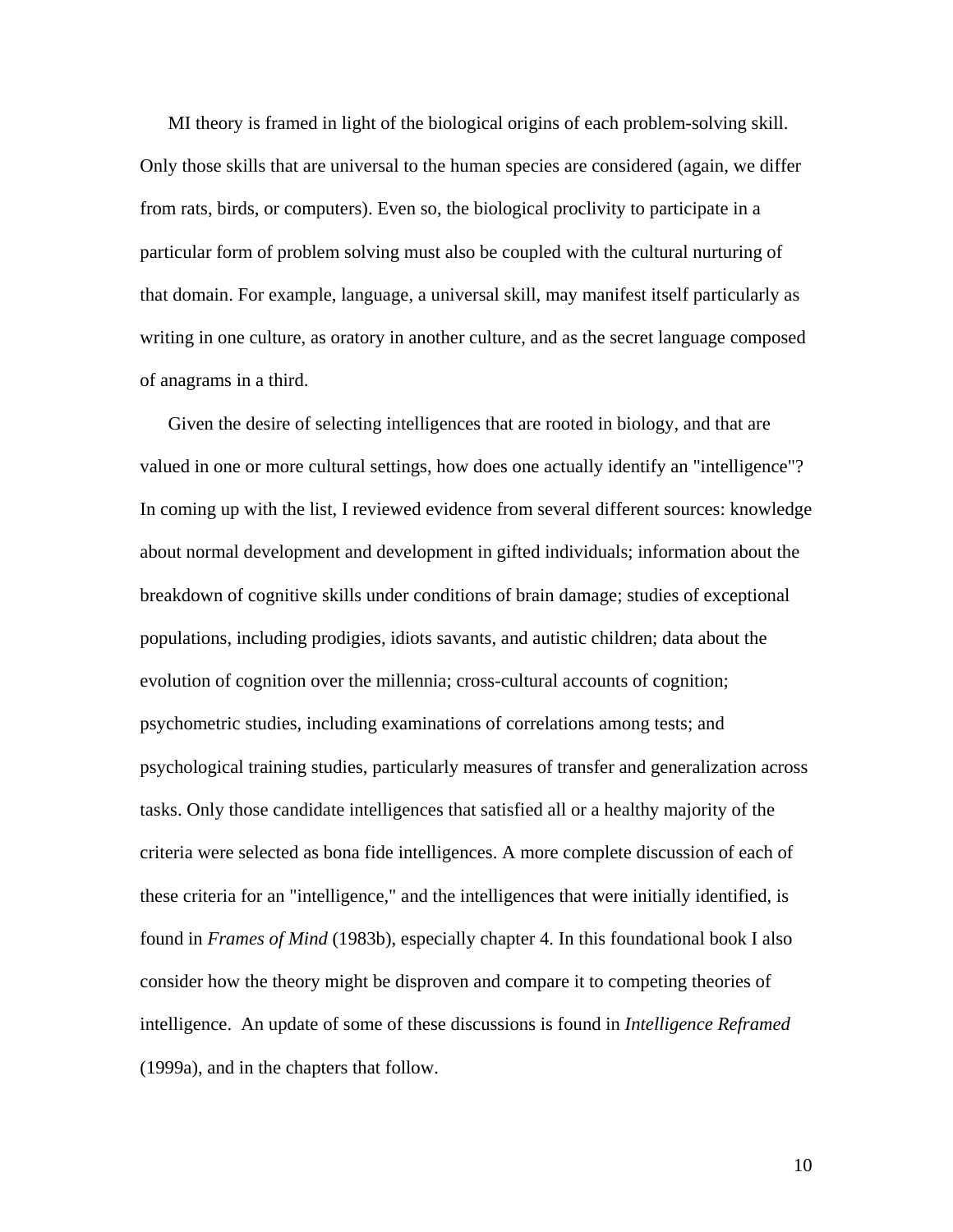MI theory is framed in light of the biological origins of each problem-solving skill. Only those skills that are universal to the human species are considered (again, we differ from rats, birds, or computers). Even so, the biological proclivity to participate in a particular form of problem solving must also be coupled with the cultural nurturing of that domain. For example, language, a universal skill, may manifest itself particularly as writing in one culture, as oratory in another culture, and as the secret language composed of anagrams in a third.

Given the desire of selecting intelligences that are rooted in biology, and that are valued in one or more cultural settings, how does one actually identify an "intelligence"? In coming up with the list, I reviewed evidence from several different sources: knowledge about normal development and development in gifted individuals; information about the breakdown of cognitive skills under conditions of brain damage; studies of exceptional populations, including prodigies, idiots savants, and autistic children; data about the evolution of cognition over the millennia; cross-cultural accounts of cognition; psychometric studies, including examinations of correlations among tests; and psychological training studies, particularly measures of transfer and generalization across tasks. Only those candidate intelligences that satisfied all or a healthy majority of the criteria were selected as bona fide intelligences. A more complete discussion of each of these criteria for an "intelligence," and the intelligences that were initially identified, is found in *Frames of Mind* (1983b), especially chapter 4. In this foundational book I also consider how the theory might be disproven and compare it to competing theories of intelligence. An update of some of these discussions is found in *Intelligence Reframed* (1999a), and in the chapters that follow.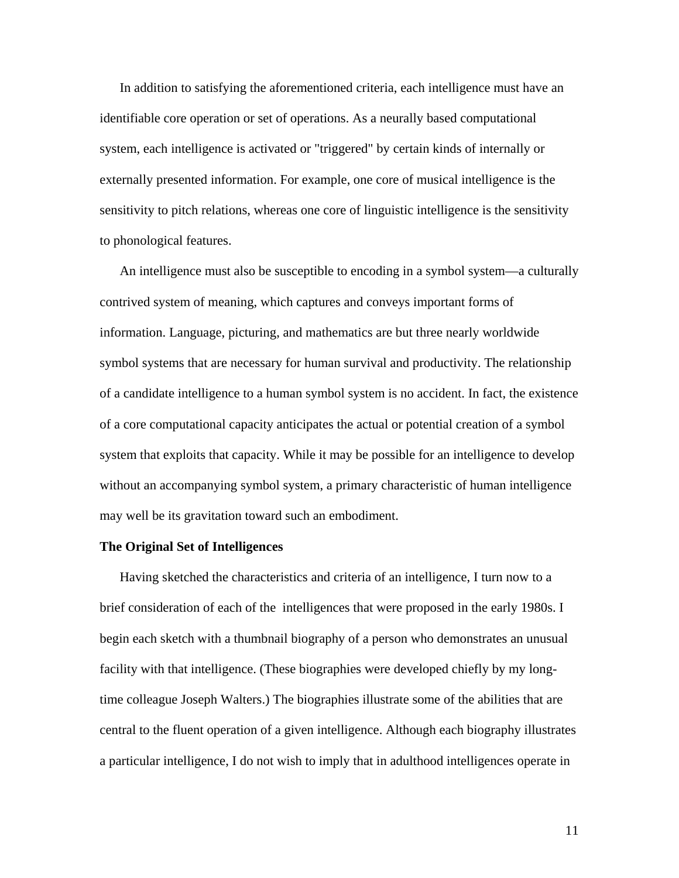In addition to satisfying the aforementioned criteria, each intelligence must have an identifiable core operation or set of operations. As a neurally based computational system, each intelligence is activated or "triggered" by certain kinds of internally or externally presented information. For example, one core of musical intelligence is the sensitivity to pitch relations, whereas one core of linguistic intelligence is the sensitivity to phonological features.

An intelligence must also be susceptible to encoding in a symbol system—a culturally contrived system of meaning, which captures and conveys important forms of information. Language, picturing, and mathematics are but three nearly worldwide symbol systems that are necessary for human survival and productivity. The relationship of a candidate intelligence to a human symbol system is no accident. In fact, the existence of a core computational capacity anticipates the actual or potential creation of a symbol system that exploits that capacity. While it may be possible for an intelligence to develop without an accompanying symbol system, a primary characteristic of human intelligence may well be its gravitation toward such an embodiment.

**The Original Set of Intelligences**

Having sketched the characteristics and criteria of an intelligence, I turn now to a brief consideration of each of the intelligences that were proposed in the early 1980s. I begin each sketch with a thumbnail biography of a person who demonstrates an unusual facility with that intelligence. (These biographies were developed chiefly by my long-time colleague Joseph Walters.) The biographies illustrate some of the abilities that are central to the fluent operation of a given intelligence. Although each biography illustrates a particular intelligence, I do not wish to imply that in adulthood intelligences operate in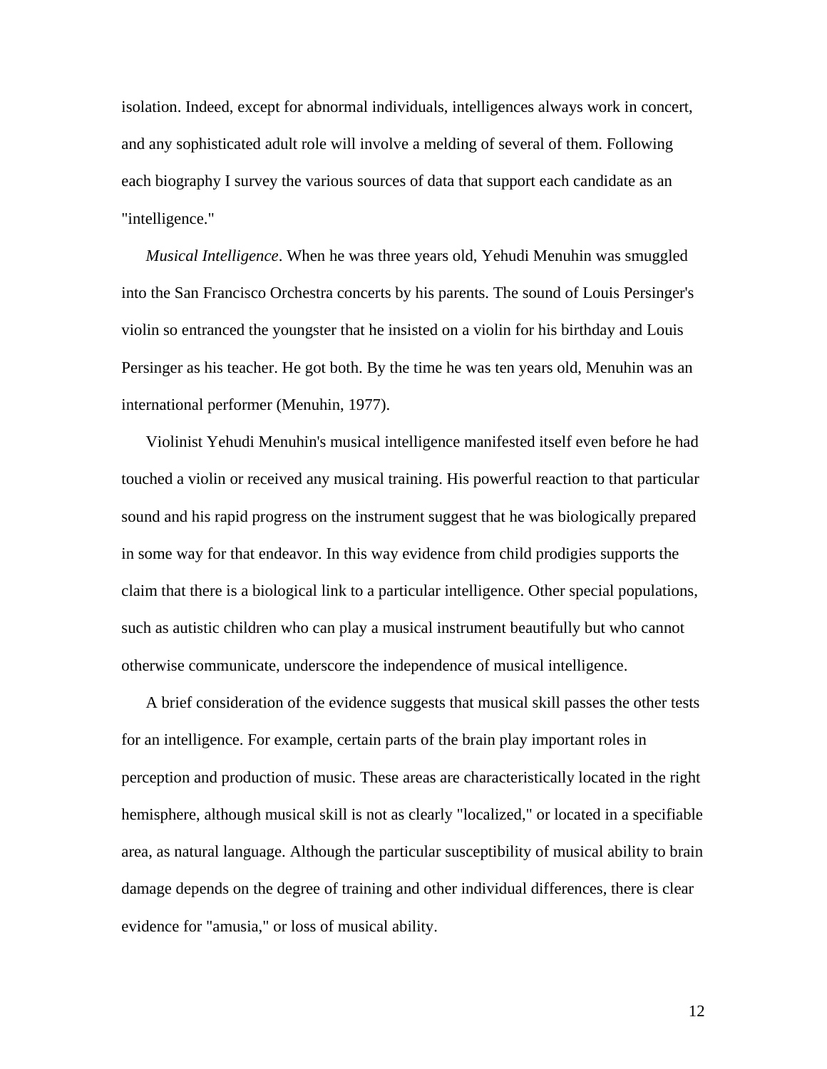isolation. Indeed, except for abnormal individuals, intelligences always work in concert, and any sophisticated adult role will involve a melding of several of them. Following each biography I survey the various sources of data that support each candidate as an "intelligence."

*Musical Intelligence*. When he was three years old, Yehudi Menuhin was smuggled into the San Francisco Orchestra concerts by his parents. The sound of Louis Persinger's violin so entranced the youngster that he insisted on a violin for his birthday and Louis Persinger as his teacher. He got both. By the time he was ten years old, Menuhin was an international performer (Menuhin, 1977).

Violinist Yehudi Menuhin's musical intelligence manifested itself even before he had touched a violin or received any musical training. His powerful reaction to that particular sound and his rapid progress on the instrument suggest that he was biologically prepared in some way for that endeavor. In this way evidence from child prodigies supports the claim that there is a biological link to a particular intelligence. Other special populations, such as autistic children who can play a musical instrument beautifully but who cannot otherwise communicate, underscore the independence of musical intelligence.

A brief consideration of the evidence suggests that musical skill passes the other tests for an intelligence. For example, certain parts of the brain play important roles in perception and production of music. These areas are characteristically located in the right hemisphere, although musical skill is not as clearly "localized," or located in a specifiable area, as natural language. Although the particular susceptibility of musical ability to brain damage depends on the degree of training and other individual differences, there is clear evidence for "amusia," or loss of musical ability.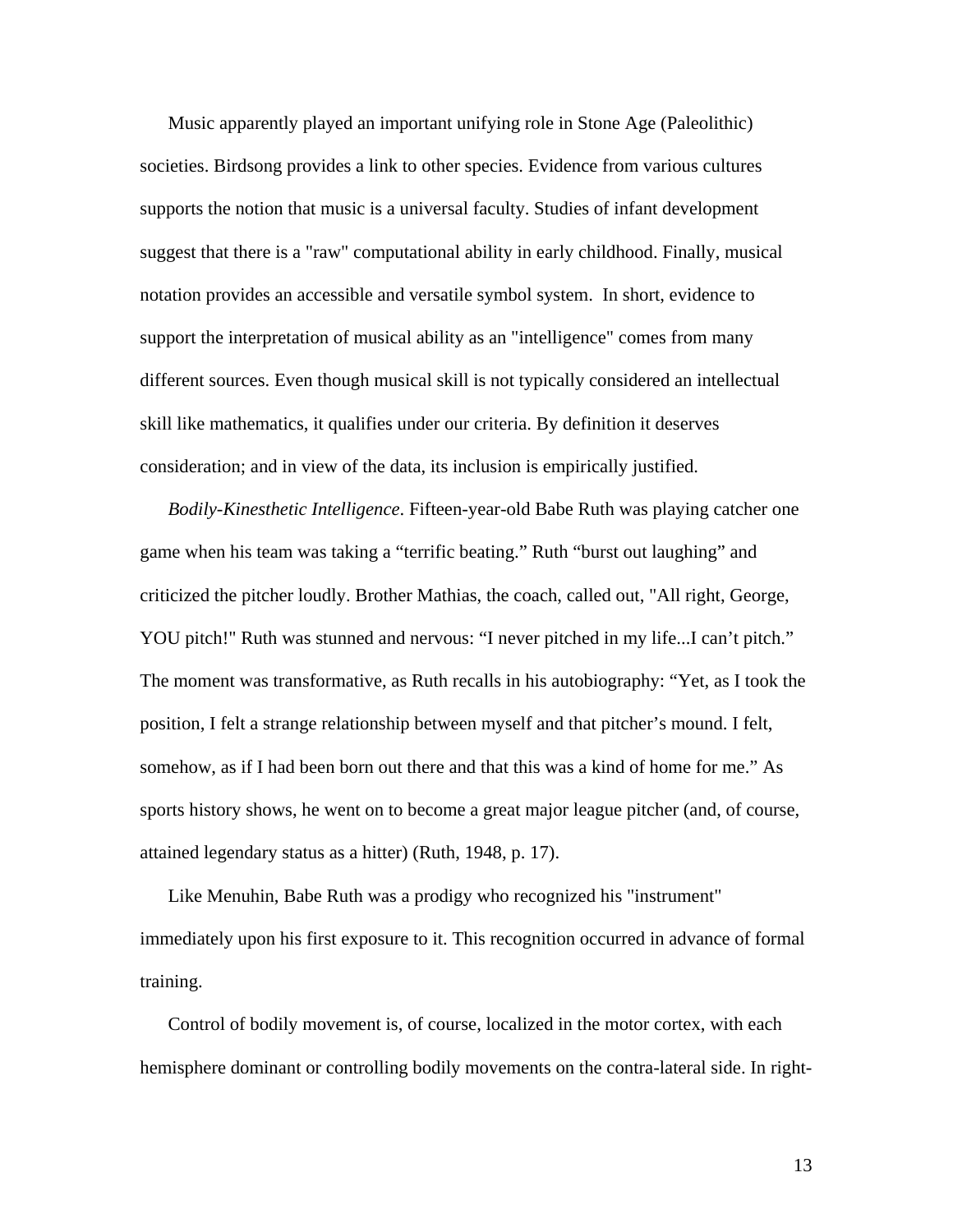Music apparently played an important unifying role in Stone Age (Paleolithic) societies. Birdsong provides a link to other species. Evidence from various cultures supports the notion that music is a universal faculty. Studies of infant development suggest that there is a "raw" computational ability in early childhood. Finally, musical notation provides an accessible and versatile symbol system. In short, evidence to support the interpretation of musical ability as an "intelligence" comes from many different sources. Even though musical skill is not typically considered an intellectual skill like mathematics, it qualifies under our criteria. By definition it deserves consideration; and in view of the data, its inclusion is empirically justified.

*Bodily-Kinesthetic Intelligence*. Fifteen-year-old Babe Ruth was playing catcher one game when his team was taking a "terrific beating." Ruth "burst out laughing" and criticized the pitcher loudly. Brother Mathias, the coach, called out, "All right, George, YOU pitch!" Ruth was stunned and nervous: "I never pitched in my life...I can't pitch." The moment was transformative, as Ruth recalls in his autobiography: "Yet, as I took the position, I felt a strange relationship between myself and that pitcher's mound. I felt, somehow, as if I had been born out there and that this was a kind of home for me." As sports history shows, he went on to become a great major league pitcher (and, of course, attained legendary status as a hitter) (Ruth, 1948, p. 17).

Like Menuhin, Babe Ruth was a prodigy who recognized his "instrument" immediately upon his first exposure to it. This recognition occurred in advance of formal training.

Control of bodily movement is, of course, localized in the motor cortex, with each hemisphere dominant or controlling bodily movements on the contra-lateral side. In right-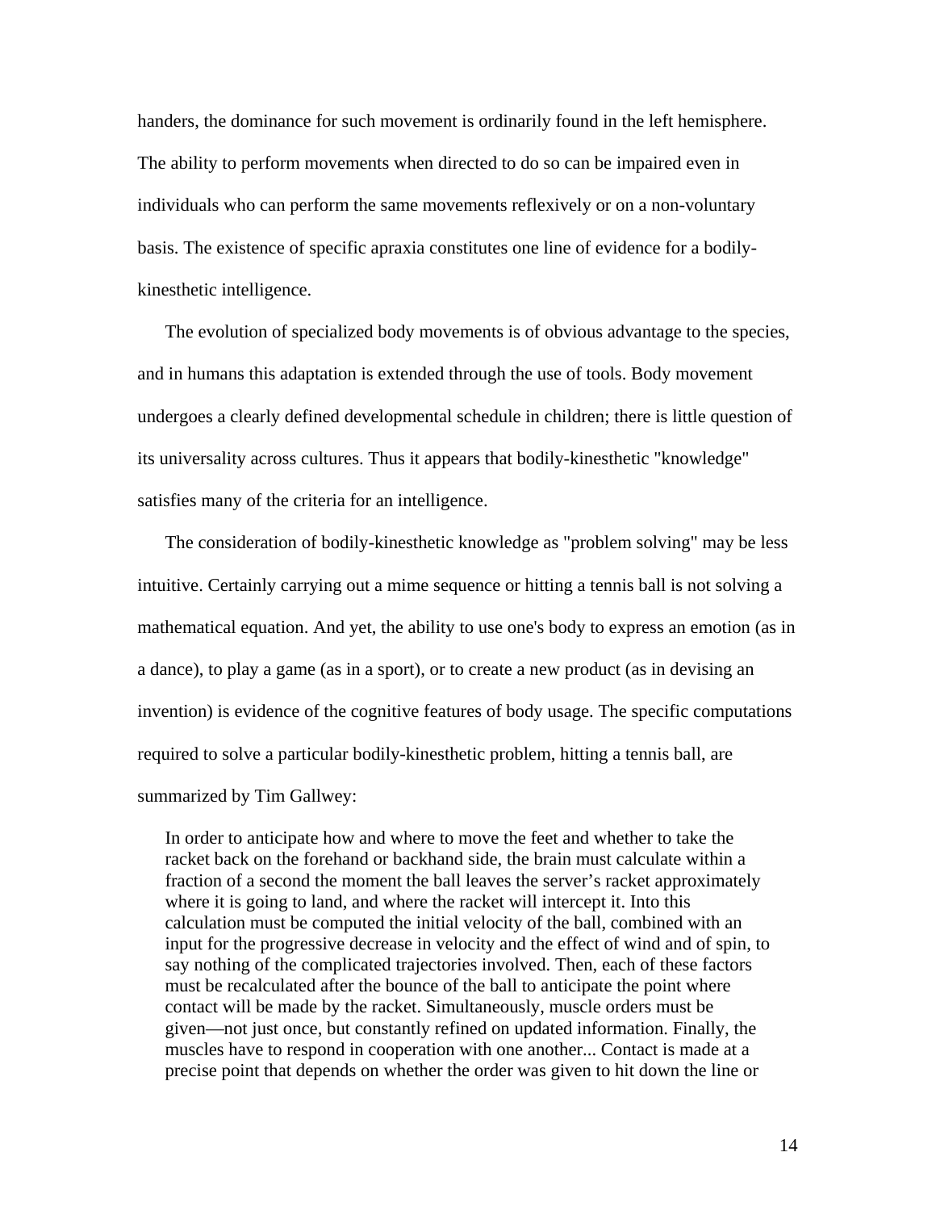handers, the dominance for such movement is ordinarily found in the left hemisphere. The ability to perform movements when directed to do so can be impaired even in individuals who can perform the same movements reflexively or on a non-voluntary basis. The existence of specific apraxia constitutes one line of evidence for a bodily-kinesthetic intelligence.

The evolution of specialized body movements is of obvious advantage to the species, and in humans this adaptation is extended through the use of tools. Body movement undergoes a clearly defined developmental schedule in children; there is little question of its universality across cultures. Thus it appears that bodily-kinesthetic "knowledge" satisfies many of the criteria for an intelligence.

The consideration of bodily-kinesthetic knowledge as "problem solving" may be less intuitive. Certainly carrying out a mime sequence or hitting a tennis ball is not solving a mathematical equation. And yet, the ability to use one's body to express an emotion (as in a dance), to play a game (as in a sport), or to create a new product (as in devising an invention) is evidence of the cognitive features of body usage. The specific computations required to solve a particular bodily-kinesthetic problem, hitting a tennis ball, are summarized by Tim Gallwey:

> In order to anticipate how and where to move the feet and whether to take the racket back on the forehand or backhand side, the brain must calculate within a fraction of a second the moment the ball leaves the server's racket approximately where it is going to land, and where the racket will intercept it. Into this calculation must be computed the initial velocity of the ball, combined with an input for the progressive decrease in velocity and the effect of wind and of spin, to say nothing of the complicated trajectories involved. Then, each of these factors must be recalculated after the bounce of the ball to anticipate the point where contact will be made by the racket. Simultaneously, muscle orders must be given—not just once, but constantly refined on updated information. Finally, the muscles have to respond in cooperation with one another... Contact is made at a precise point that depends on whether the order was given to hit down the line or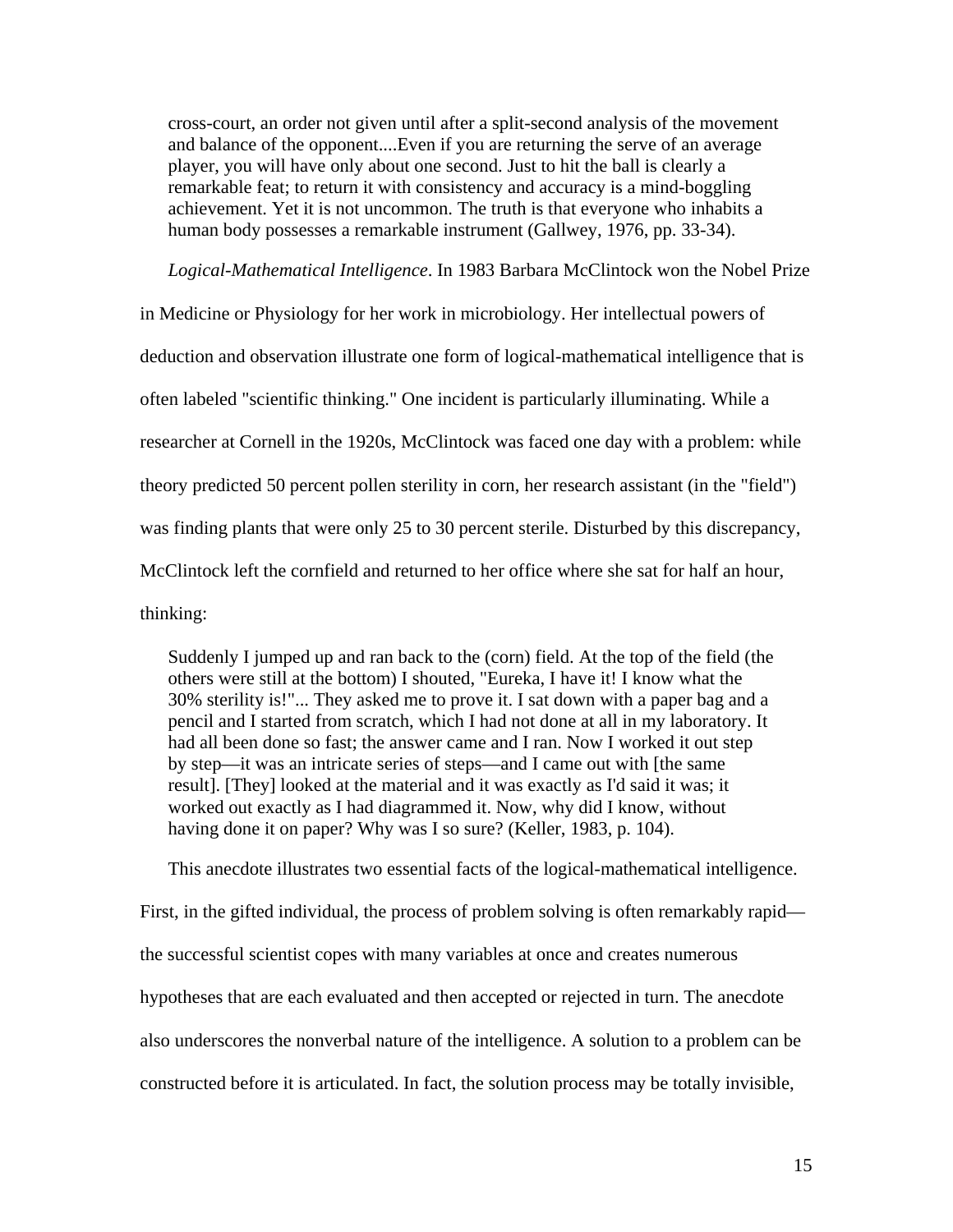> cross-court, an order not given until after a split-second analysis of the movement and balance of the opponent....Even if you are returning the serve of an average player, you will have only about one second. Just to hit the ball is clearly a remarkable feat; to return it with consistency and accuracy is a mind-boggling achievement. Yet it is not uncommon. The truth is that everyone who inhabits a human body possesses a remarkable instrument (Gallwey, 1976, pp. 33-34).

*Logical-Mathematical Intelligence*. In 1983 Barbara McClintock won the Nobel Prize in Medicine or Physiology for her work in microbiology. Her intellectual powers of deduction and observation illustrate one form of logical-mathematical intelligence that is often labeled "scientific thinking." One incident is particularly illuminating. While a researcher at Cornell in the 1920s, McClintock was faced one day with a problem: while theory predicted 50 percent pollen sterility in corn, her research assistant (in the "field") was finding plants that were only 25 to 30 percent sterile. Disturbed by this discrepancy, McClintock left the cornfield and returned to her office where she sat for half an hour, thinking:

> Suddenly I jumped up and ran back to the (corn) field. At the top of the field (the others were still at the bottom) I shouted, "Eureka, I have it! I know what the 30% sterility is!"... They asked me to prove it. I sat down with a paper bag and a pencil and I started from scratch, which I had not done at all in my laboratory. It had all been done so fast; the answer came and I ran. Now I worked it out step by step—it was an intricate series of steps—and I came out with [the same result]. [They] looked at the material and it was exactly as I'd said it was; it worked out exactly as I had diagrammed it. Now, why did I know, without having done it on paper? Why was I so sure? (Keller, 1983, p. 104).

This anecdote illustrates two essential facts of the logical-mathematical intelligence. First, in the gifted individual, the process of problem solving is often remarkably rapid—the successful scientist copes with many variables at once and creates numerous hypotheses that are each evaluated and then accepted or rejected in turn. The anecdote also underscores the nonverbal nature of the intelligence. A solution to a problem can be constructed before it is articulated. In fact, the solution process may be totally invisible,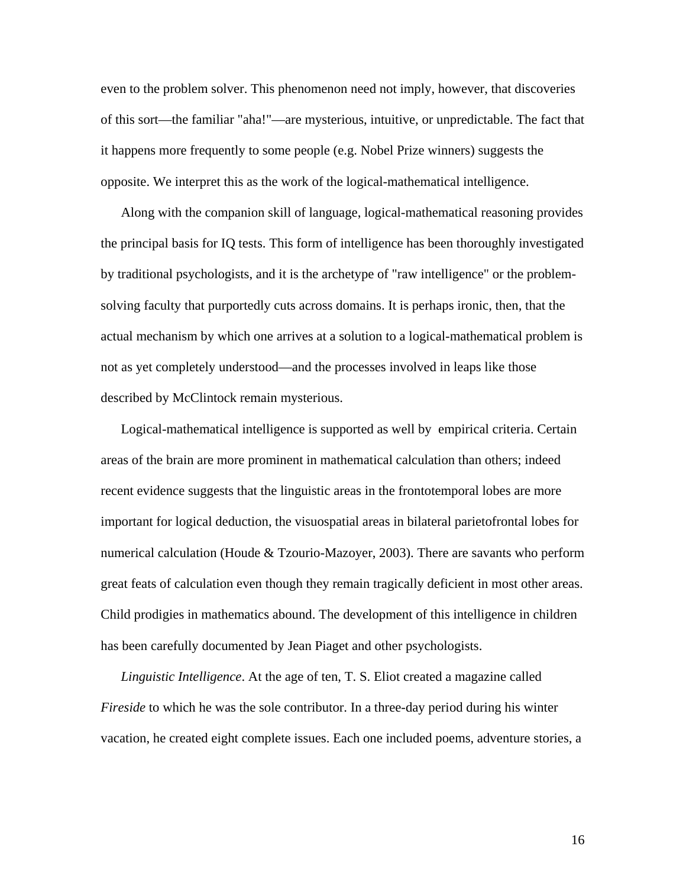even to the problem solver. This phenomenon need not imply, however, that discoveries of this sort—the familiar "aha!"—are mysterious, intuitive, or unpredictable. The fact that it happens more frequently to some people (e.g. Nobel Prize winners) suggests the opposite. We interpret this as the work of the logical-mathematical intelligence.

Along with the companion skill of language, logical-mathematical reasoning provides the principal basis for IQ tests. This form of intelligence has been thoroughly investigated by traditional psychologists, and it is the archetype of "raw intelligence" or the problem-solving faculty that purportedly cuts across domains. It is perhaps ironic, then, that the actual mechanism by which one arrives at a solution to a logical-mathematical problem is not as yet completely understood—and the processes involved in leaps like those described by McClintock remain mysterious.

Logical-mathematical intelligence is supported as well by empirical criteria. Certain areas of the brain are more prominent in mathematical calculation than others; indeed recent evidence suggests that the linguistic areas in the frontotemporal lobes are more important for logical deduction, the visuospatial areas in bilateral parietofrontal lobes for numerical calculation (Houde & Tzourio-Mazoyer, 2003). There are savants who perform great feats of calculation even though they remain tragically deficient in most other areas. Child prodigies in mathematics abound. The development of this intelligence in children has been carefully documented by Jean Piaget and other psychologists.

*Linguistic Intelligence*. At the age of ten, T. S. Eliot created a magazine called *Fireside* to which he was the sole contributor. In a three-day period during his winter vacation, he created eight complete issues. Each one included poems, adventure stories, a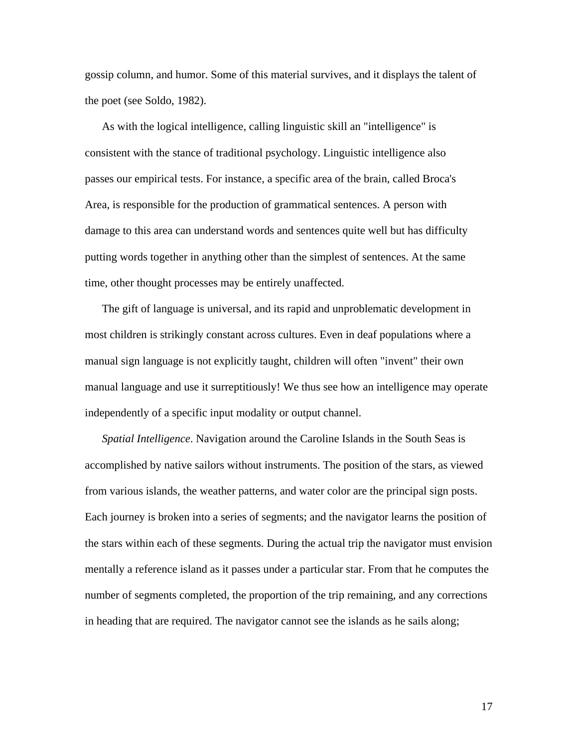gossip column, and humor. Some of this material survives, and it displays the talent of the poet (see Soldo, 1982).

As with the logical intelligence, calling linguistic skill an "intelligence" is consistent with the stance of traditional psychology. Linguistic intelligence also passes our empirical tests. For instance, a specific area of the brain, called Broca's Area, is responsible for the production of grammatical sentences. A person with damage to this area can understand words and sentences quite well but has difficulty putting words together in anything other than the simplest of sentences. At the same time, other thought processes may be entirely unaffected.

The gift of language is universal, and its rapid and unproblematic development in most children is strikingly constant across cultures. Even in deaf populations where a manual sign language is not explicitly taught, children will often "invent" their own manual language and use it surreptitiously! We thus see how an intelligence may operate independently of a specific input modality or output channel.

*Spatial Intelligence*. Navigation around the Caroline Islands in the South Seas is accomplished by native sailors without instruments. The position of the stars, as viewed from various islands, the weather patterns, and water color are the principal sign posts. Each journey is broken into a series of segments; and the navigator learns the position of the stars within each of these segments. During the actual trip the navigator must envision mentally a reference island as it passes under a particular star. From that he computes the number of segments completed, the proportion of the trip remaining, and any corrections in heading that are required. The navigator cannot see the islands as he sails along;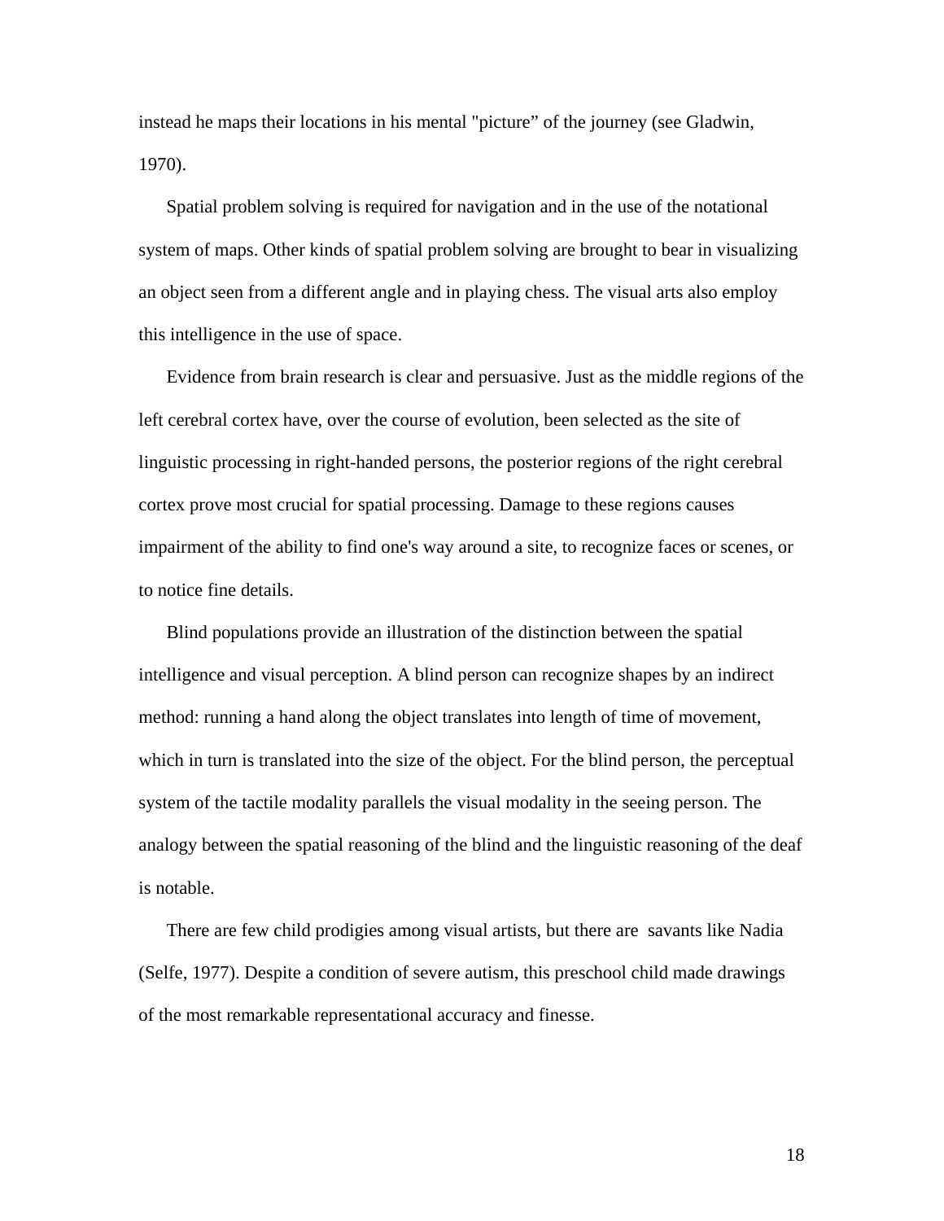instead he maps their locations in his mental "picture" of the journey (see Gladwin, 1970).

Spatial problem solving is required for navigation and in the use of the notational system of maps. Other kinds of spatial problem solving are brought to bear in visualizing an object seen from a different angle and in playing chess. The visual arts also employ this intelligence in the use of space.

Evidence from brain research is clear and persuasive. Just as the middle regions of the left cerebral cortex have, over the course of evolution, been selected as the site of linguistic processing in right-handed persons, the posterior regions of the right cerebral cortex prove most crucial for spatial processing. Damage to these regions causes impairment of the ability to find one's way around a site, to recognize faces or scenes, or to notice fine details.

Blind populations provide an illustration of the distinction between the spatial intelligence and visual perception. A blind person can recognize shapes by an indirect method: running a hand along the object translates into length of time of movement, which in turn is translated into the size of the object. For the blind person, the perceptual system of the tactile modality parallels the visual modality in the seeing person. The analogy between the spatial reasoning of the blind and the linguistic reasoning of the deaf is notable.

There are few child prodigies among visual artists, but there are savants like Nadia (Selfe, 1977). Despite a condition of severe autism, this preschool child made drawings of the most remarkable representational accuracy and finesse.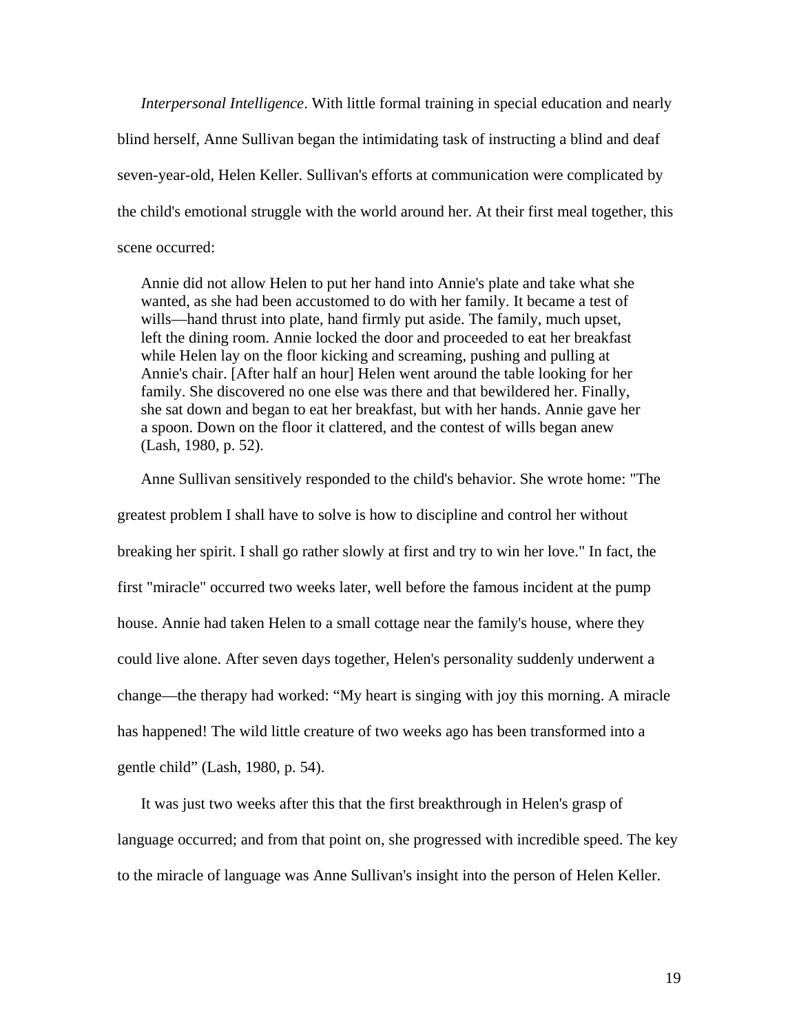*Interpersonal Intelligence*. With little formal training in special education and nearly blind herself, Anne Sullivan began the intimidating task of instructing a blind and deaf seven-year-old, Helen Keller. Sullivan's efforts at communication were complicated by the child's emotional struggle with the world around her. At their first meal together, this scene occurred:

> Annie did not allow Helen to put her hand into Annie's plate and take what she wanted, as she had been accustomed to do with her family. It became a test of wills—hand thrust into plate, hand firmly put aside. The family, much upset, left the dining room. Annie locked the door and proceeded to eat her breakfast while Helen lay on the floor kicking and screaming, pushing and pulling at Annie's chair. [After half an hour] Helen went around the table looking for her family. She discovered no one else was there and that bewildered her. Finally, she sat down and began to eat her breakfast, but with her hands. Annie gave her a spoon. Down on the floor it clattered, and the contest of wills began anew (Lash, 1980, p. 52).

Anne Sullivan sensitively responded to the child's behavior. She wrote home: "The greatest problem I shall have to solve is how to discipline and control her without breaking her spirit. I shall go rather slowly at first and try to win her love." In fact, the first "miracle" occurred two weeks later, well before the famous incident at the pump house. Annie had taken Helen to a small cottage near the family's house, where they could live alone. After seven days together, Helen's personality suddenly underwent a change—the therapy had worked: "My heart is singing with joy this morning. A miracle has happened! The wild little creature of two weeks ago has been transformed into a gentle child" (Lash, 1980, p. 54).

It was just two weeks after this that the first breakthrough in Helen's grasp of language occurred; and from that point on, she progressed with incredible speed. The key to the miracle of language was Anne Sullivan's insight into the person of Helen Keller.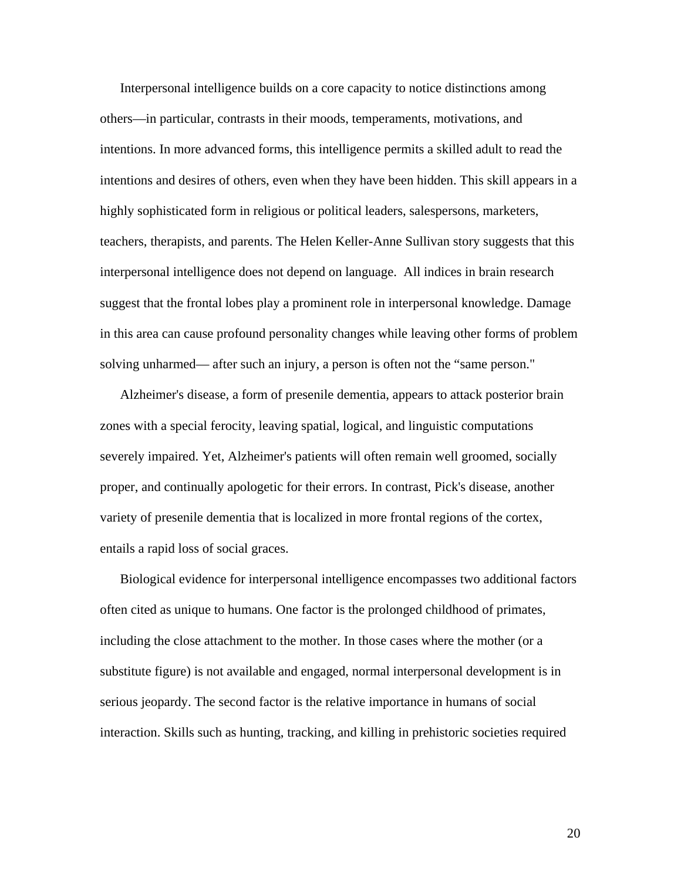Interpersonal intelligence builds on a core capacity to notice distinctions among others—in particular, contrasts in their moods, temperaments, motivations, and intentions. In more advanced forms, this intelligence permits a skilled adult to read the intentions and desires of others, even when they have been hidden. This skill appears in a highly sophisticated form in religious or political leaders, salespersons, marketers, teachers, therapists, and parents. The Helen Keller-Anne Sullivan story suggests that this interpersonal intelligence does not depend on language. All indices in brain research suggest that the frontal lobes play a prominent role in interpersonal knowledge. Damage in this area can cause profound personality changes while leaving other forms of problem solving unharmed— after such an injury, a person is often not the “same person."

Alzheimer's disease, a form of presenile dementia, appears to attack posterior brain zones with a special ferocity, leaving spatial, logical, and linguistic computations severely impaired. Yet, Alzheimer's patients will often remain well groomed, socially proper, and continually apologetic for their errors. In contrast, Pick's disease, another variety of presenile dementia that is localized in more frontal regions of the cortex, entails a rapid loss of social graces.

Biological evidence for interpersonal intelligence encompasses two additional factors often cited as unique to humans. One factor is the prolonged childhood of primates, including the close attachment to the mother. In those cases where the mother (or a substitute figure) is not available and engaged, normal interpersonal development is in serious jeopardy. The second factor is the relative importance in humans of social interaction. Skills such as hunting, tracking, and killing in prehistoric societies required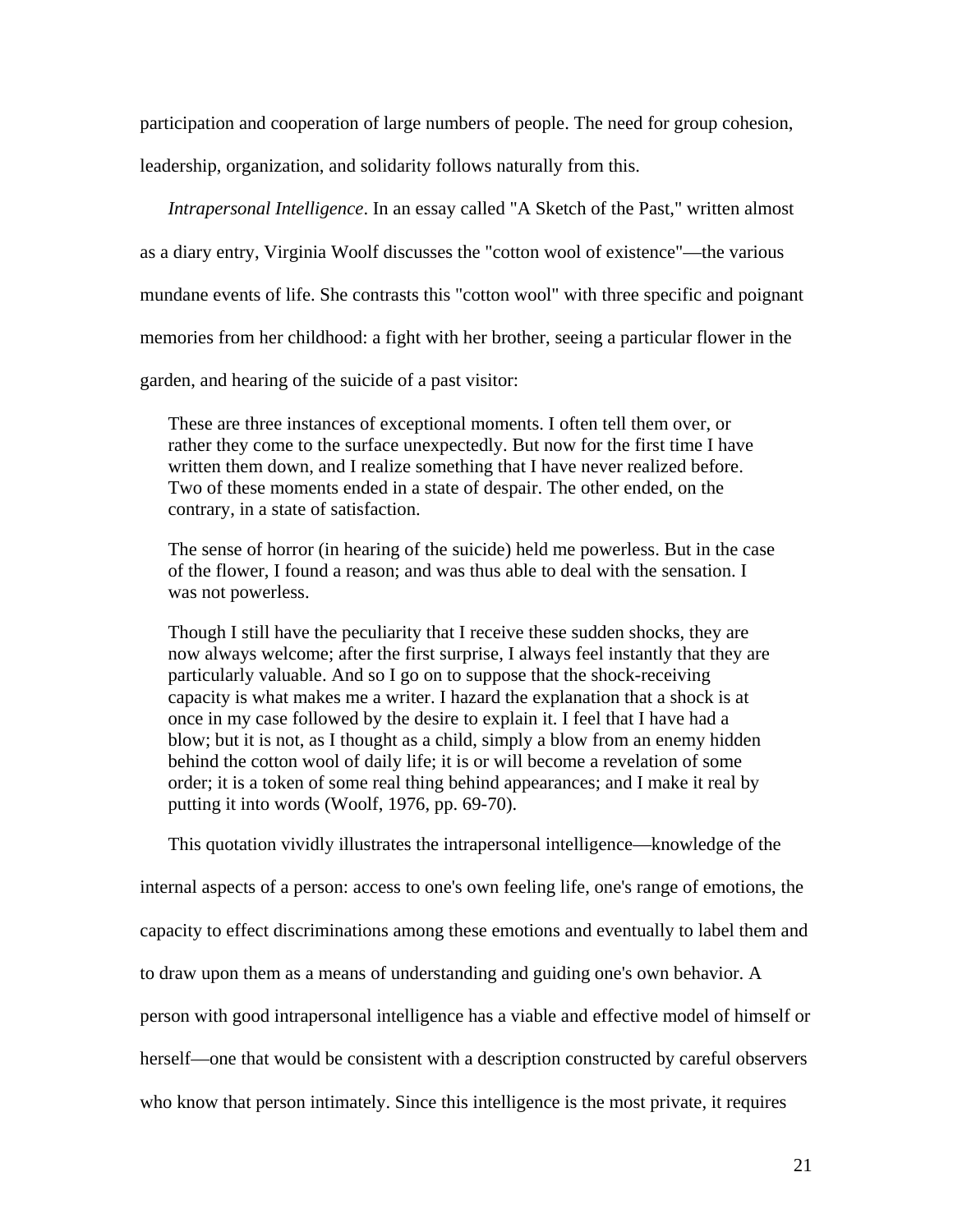participation and cooperation of large numbers of people. The need for group cohesion, leadership, organization, and solidarity follows naturally from this.

*Intrapersonal Intelligence*. In an essay called "A Sketch of the Past," written almost as a diary entry, Virginia Woolf discusses the "cotton wool of existence"—the various mundane events of life. She contrasts this "cotton wool" with three specific and poignant memories from her childhood: a fight with her brother, seeing a particular flower in the garden, and hearing of the suicide of a past visitor:

> These are three instances of exceptional moments. I often tell them over, or rather they come to the surface unexpectedly. But now for the first time I have written them down, and I realize something that I have never realized before. Two of these moments ended in a state of despair. The other ended, on the contrary, in a state of satisfaction.
>
> The sense of horror (in hearing of the suicide) held me powerless. But in the case of the flower, I found a reason; and was thus able to deal with the sensation. I was not powerless.
>
> Though I still have the peculiarity that I receive these sudden shocks, they are now always welcome; after the first surprise, I always feel instantly that they are particularly valuable. And so I go on to suppose that the shock-receiving capacity is what makes me a writer. I hazard the explanation that a shock is at once in my case followed by the desire to explain it. I feel that I have had a blow; but it is not, as I thought as a child, simply a blow from an enemy hidden behind the cotton wool of daily life; it is or will become a revelation of some order; it is a token of some real thing behind appearances; and I make it real by putting it into words (Woolf, 1976, pp. 69-70).

This quotation vividly illustrates the intrapersonal intelligence—knowledge of the internal aspects of a person: access to one's own feeling life, one's range of emotions, the capacity to effect discriminations among these emotions and eventually to label them and to draw upon them as a means of understanding and guiding one's own behavior. A person with good intrapersonal intelligence has a viable and effective model of himself or herself—one that would be consistent with a description constructed by careful observers who know that person intimately. Since this intelligence is the most private, it requires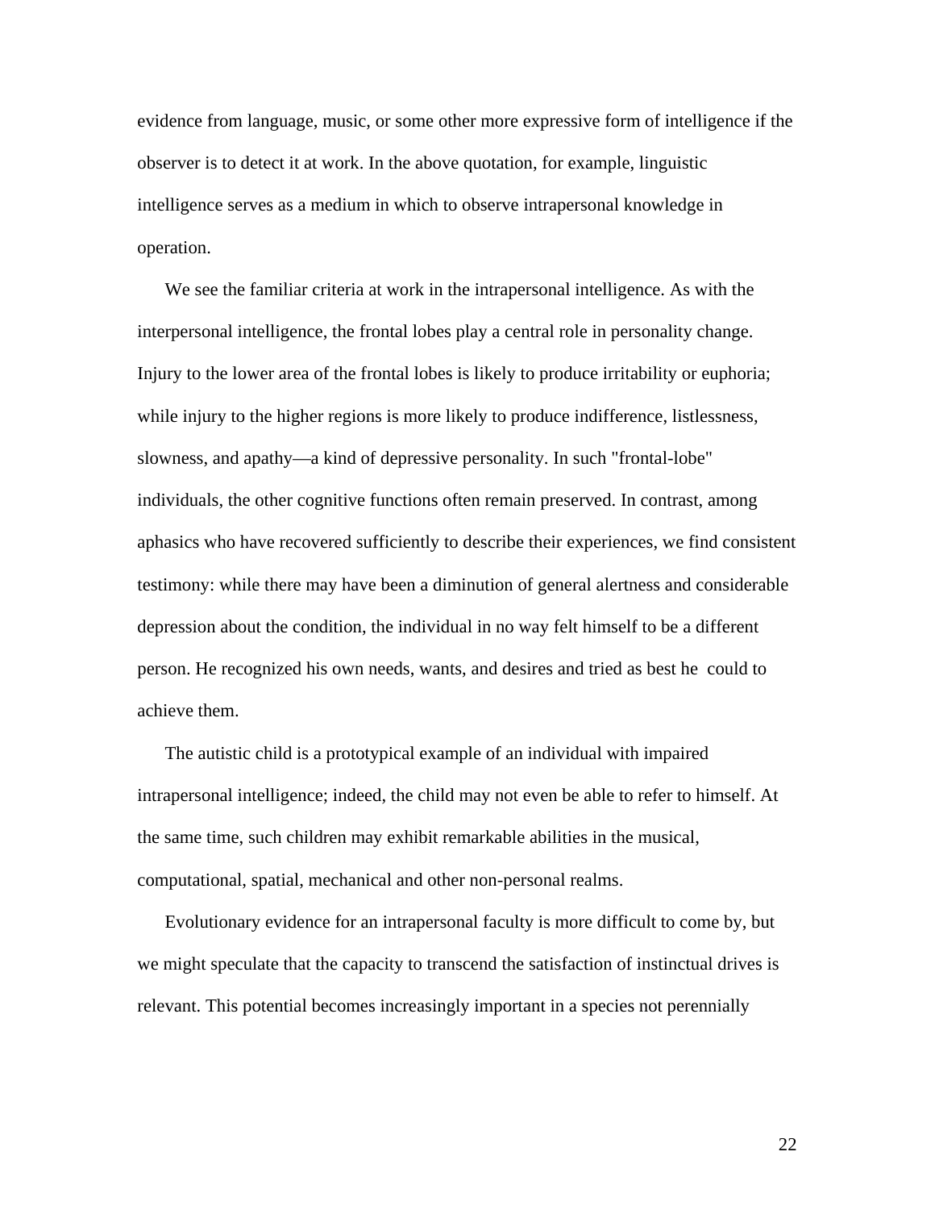evidence from language, music, or some other more expressive form of intelligence if the observer is to detect it at work. In the above quotation, for example, linguistic intelligence serves as a medium in which to observe intrapersonal knowledge in operation.

We see the familiar criteria at work in the intrapersonal intelligence. As with the interpersonal intelligence, the frontal lobes play a central role in personality change. Injury to the lower area of the frontal lobes is likely to produce irritability or euphoria; while injury to the higher regions is more likely to produce indifference, listlessness, slowness, and apathy—a kind of depressive personality. In such "frontal-lobe" individuals, the other cognitive functions often remain preserved. In contrast, among aphasics who have recovered sufficiently to describe their experiences, we find consistent testimony: while there may have been a diminution of general alertness and considerable depression about the condition, the individual in no way felt himself to be a different person. He recognized his own needs, wants, and desires and tried as best he could to achieve them.

The autistic child is a prototypical example of an individual with impaired intrapersonal intelligence; indeed, the child may not even be able to refer to himself. At the same time, such children may exhibit remarkable abilities in the musical, computational, spatial, mechanical and other non-personal realms.

Evolutionary evidence for an intrapersonal faculty is more difficult to come by, but we might speculate that the capacity to transcend the satisfaction of instinctual drives is relevant. This potential becomes increasingly important in a species not perennially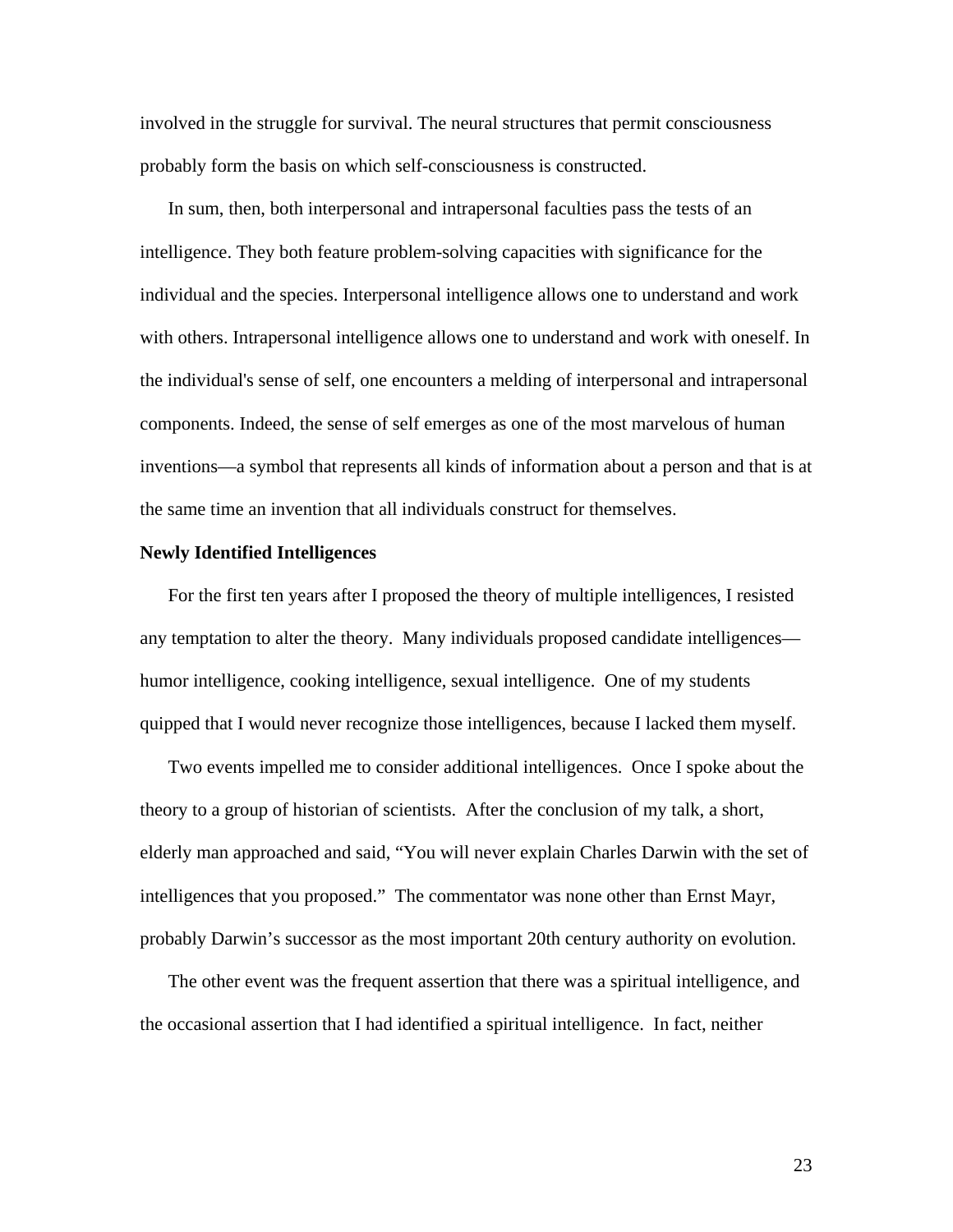involved in the struggle for survival. The neural structures that permit consciousness probably form the basis on which self-consciousness is constructed.

In sum, then, both interpersonal and intrapersonal faculties pass the tests of an intelligence. They both feature problem-solving capacities with significance for the individual and the species. Interpersonal intelligence allows one to understand and work with others. Intrapersonal intelligence allows one to understand and work with oneself. In the individual's sense of self, one encounters a melding of interpersonal and intrapersonal components. Indeed, the sense of self emerges as one of the most marvelous of human inventions—a symbol that represents all kinds of information about a person and that is at the same time an invention that all individuals construct for themselves.

**Newly Identified Intelligences**

For the first ten years after I proposed the theory of multiple intelligences, I resisted any temptation to alter the theory. Many individuals proposed candidate intelligences—humor intelligence, cooking intelligence, sexual intelligence. One of my students quipped that I would never recognize those intelligences, because I lacked them myself.

Two events impelled me to consider additional intelligences. Once I spoke about the theory to a group of historian of scientists. After the conclusion of my talk, a short, elderly man approached and said, "You will never explain Charles Darwin with the set of intelligences that you proposed." The commentator was none other than Ernst Mayr, probably Darwin's successor as the most important 20th century authority on evolution.

The other event was the frequent assertion that there was a spiritual intelligence, and the occasional assertion that I had identified a spiritual intelligence. In fact, neither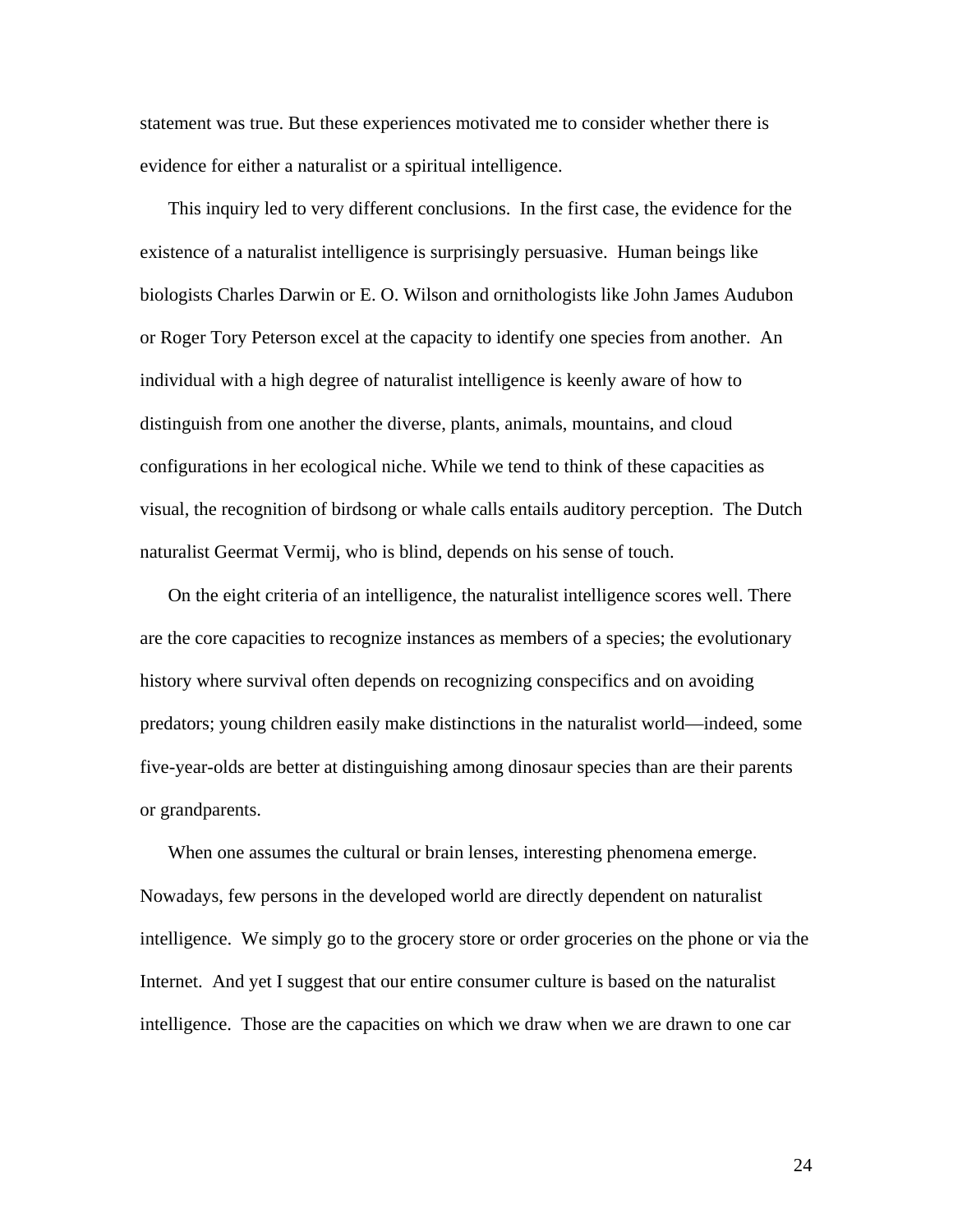statement was true. But these experiences motivated me to consider whether there is evidence for either a naturalist or a spiritual intelligence.

This inquiry led to very different conclusions. In the first case, the evidence for the existence of a naturalist intelligence is surprisingly persuasive. Human beings like biologists Charles Darwin or E. O. Wilson and ornithologists like John James Audubon or Roger Tory Peterson excel at the capacity to identify one species from another. An individual with a high degree of naturalist intelligence is keenly aware of how to distinguish from one another the diverse, plants, animals, mountains, and cloud configurations in her ecological niche. While we tend to think of these capacities as visual, the recognition of birdsong or whale calls entails auditory perception. The Dutch naturalist Geermat Vermij, who is blind, depends on his sense of touch.

On the eight criteria of an intelligence, the naturalist intelligence scores well. There are the core capacities to recognize instances as members of a species; the evolutionary history where survival often depends on recognizing conspecifics and on avoiding predators; young children easily make distinctions in the naturalist world—indeed, some five-year-olds are better at distinguishing among dinosaur species than are their parents or grandparents.

When one assumes the cultural or brain lenses, interesting phenomena emerge. Nowadays, few persons in the developed world are directly dependent on naturalist intelligence. We simply go to the grocery store or order groceries on the phone or via the Internet. And yet I suggest that our entire consumer culture is based on the naturalist intelligence. Those are the capacities on which we draw when we are drawn to one car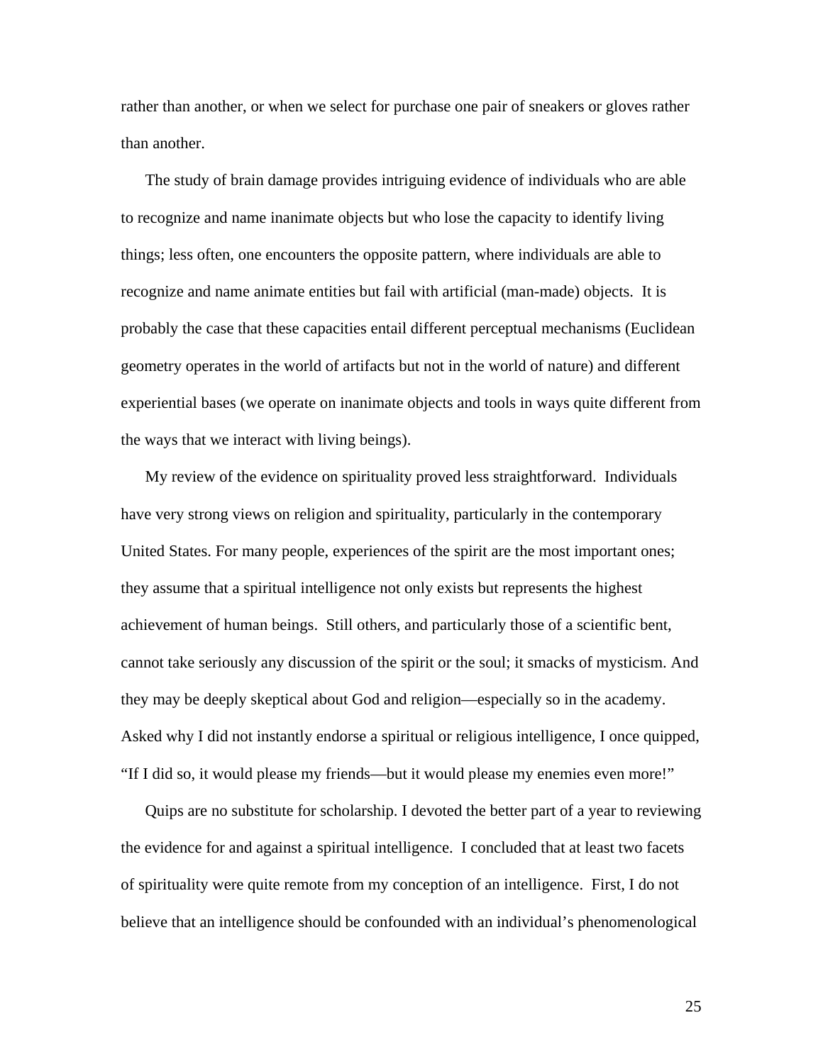rather than another, or when we select for purchase one pair of sneakers or gloves rather than another.

The study of brain damage provides intriguing evidence of individuals who are able to recognize and name inanimate objects but who lose the capacity to identify living things; less often, one encounters the opposite pattern, where individuals are able to recognize and name animate entities but fail with artificial (man-made) objects. It is probably the case that these capacities entail different perceptual mechanisms (Euclidean geometry operates in the world of artifacts but not in the world of nature) and different experiential bases (we operate on inanimate objects and tools in ways quite different from the ways that we interact with living beings).

My review of the evidence on spirituality proved less straightforward. Individuals have very strong views on religion and spirituality, particularly in the contemporary United States. For many people, experiences of the spirit are the most important ones; they assume that a spiritual intelligence not only exists but represents the highest achievement of human beings. Still others, and particularly those of a scientific bent, cannot take seriously any discussion of the spirit or the soul; it smacks of mysticism. And they may be deeply skeptical about God and religion—especially so in the academy. Asked why I did not instantly endorse a spiritual or religious intelligence, I once quipped, "If I did so, it would please my friends—but it would please my enemies even more!"

Quips are no substitute for scholarship. I devoted the better part of a year to reviewing the evidence for and against a spiritual intelligence. I concluded that at least two facets of spirituality were quite remote from my conception of an intelligence. First, I do not believe that an intelligence should be confounded with an individual's phenomenological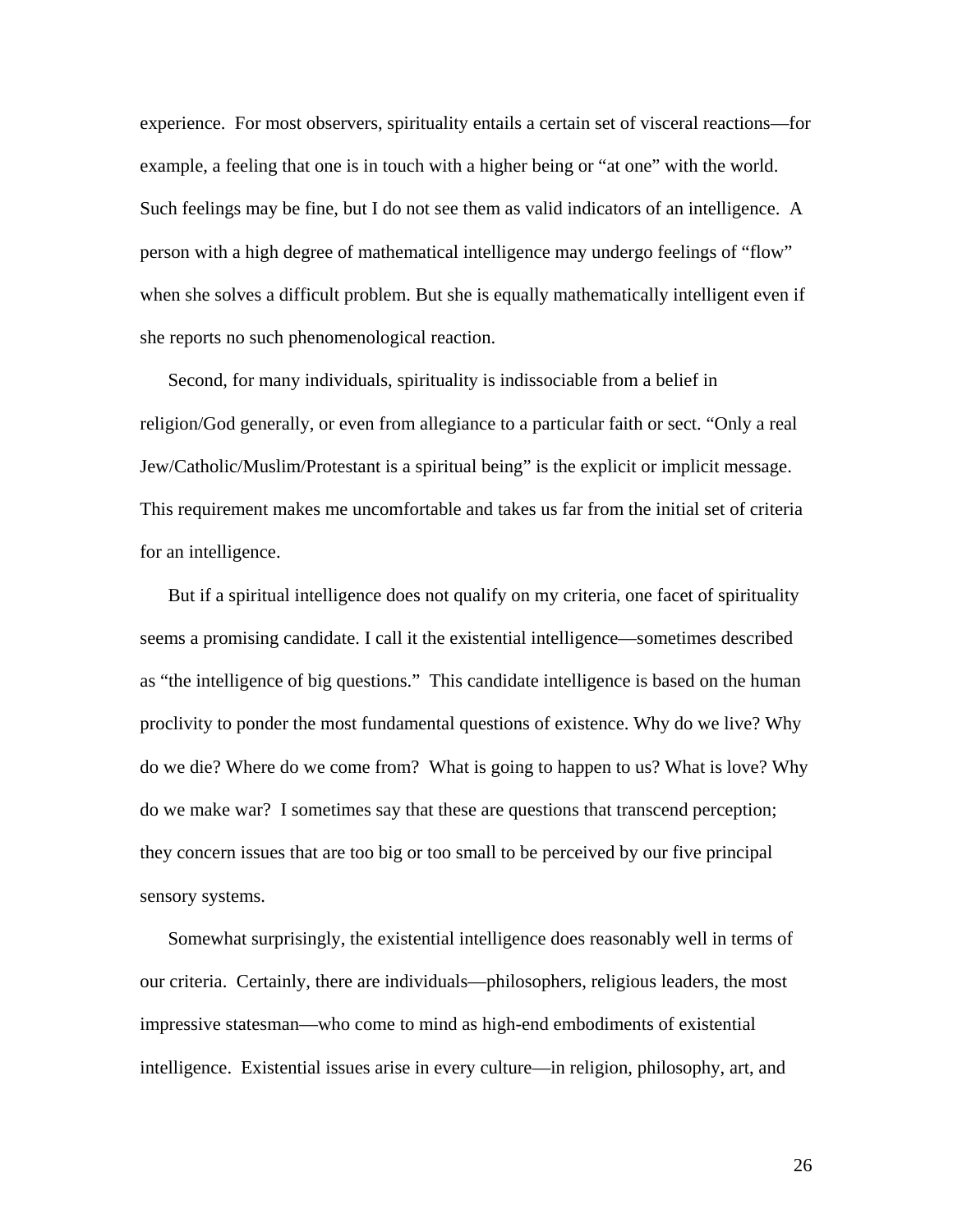experience. For most observers, spirituality entails a certain set of visceral reactions—for example, a feeling that one is in touch with a higher being or "at one" with the world. Such feelings may be fine, but I do not see them as valid indicators of an intelligence. A person with a high degree of mathematical intelligence may undergo feelings of "flow" when she solves a difficult problem. But she is equally mathematically intelligent even if she reports no such phenomenological reaction.

Second, for many individuals, spirituality is indissociable from a belief in religion/God generally, or even from allegiance to a particular faith or sect. "Only a real Jew/Catholic/Muslim/Protestant is a spiritual being" is the explicit or implicit message. This requirement makes me uncomfortable and takes us far from the initial set of criteria for an intelligence.

But if a spiritual intelligence does not qualify on my criteria, one facet of spirituality seems a promising candidate. I call it the existential intelligence—sometimes described as "the intelligence of big questions." This candidate intelligence is based on the human proclivity to ponder the most fundamental questions of existence. Why do we live? Why do we die? Where do we come from? What is going to happen to us? What is love? Why do we make war? I sometimes say that these are questions that transcend perception; they concern issues that are too big or too small to be perceived by our five principal sensory systems.

Somewhat surprisingly, the existential intelligence does reasonably well in terms of our criteria. Certainly, there are individuals—philosophers, religious leaders, the most impressive statesman—who come to mind as high-end embodiments of existential intelligence. Existential issues arise in every culture—in religion, philosophy, art, and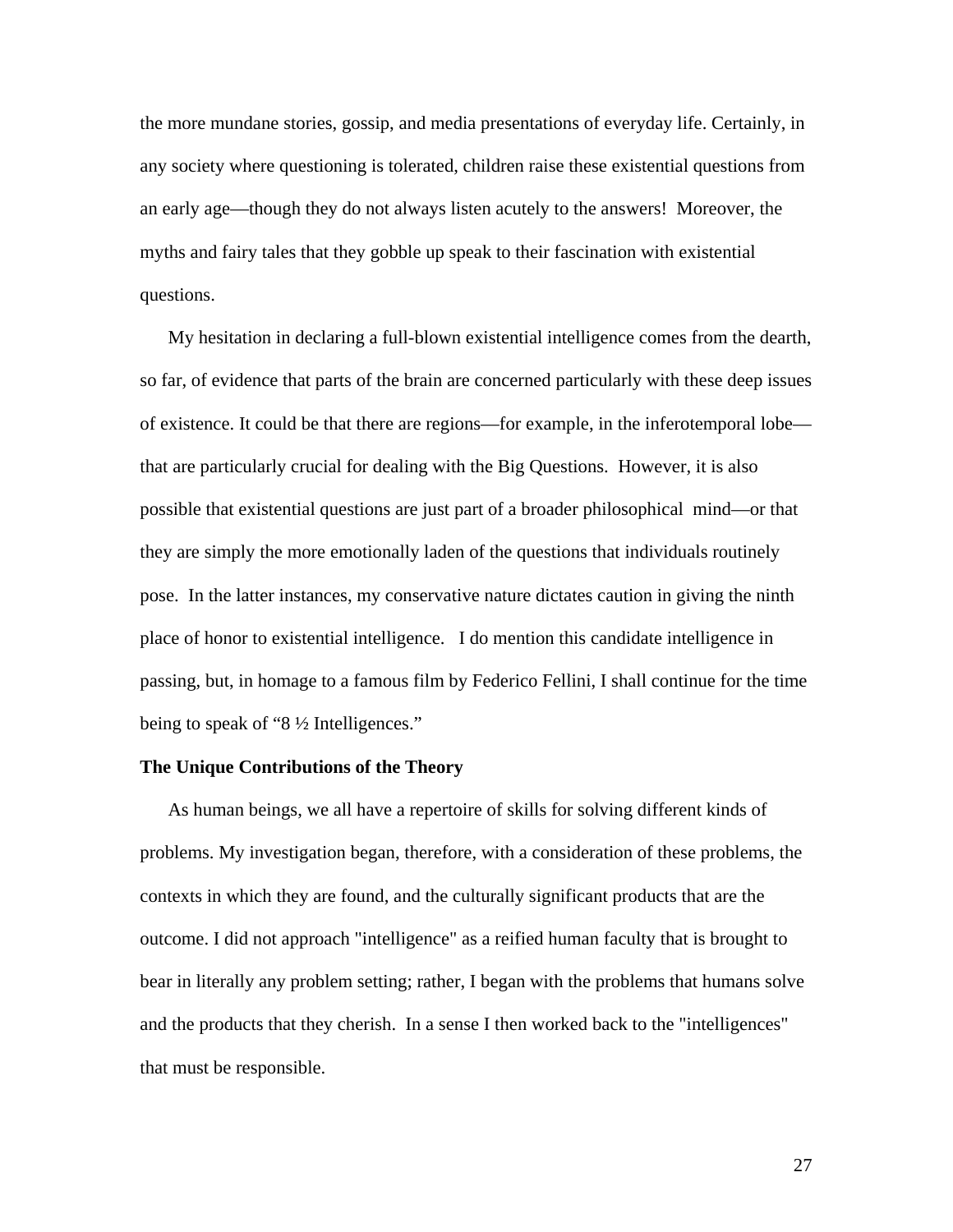the more mundane stories, gossip, and media presentations of everyday life. Certainly, in any society where questioning is tolerated, children raise these existential questions from an early age—though they do not always listen acutely to the answers! Moreover, the myths and fairy tales that they gobble up speak to their fascination with existential questions.

My hesitation in declaring a full-blown existential intelligence comes from the dearth, so far, of evidence that parts of the brain are concerned particularly with these deep issues of existence. It could be that there are regions—for example, in the inferotemporal lobe—that are particularly crucial for dealing with the Big Questions. However, it is also possible that existential questions are just part of a broader philosophical mind—or that they are simply the more emotionally laden of the questions that individuals routinely pose. In the latter instances, my conservative nature dictates caution in giving the ninth place of honor to existential intelligence. I do mention this candidate intelligence in passing, but, in homage to a famous film by Federico Fellini, I shall continue for the time being to speak of "8 ½ Intelligences."

**The Unique Contributions of the Theory**

As human beings, we all have a repertoire of skills for solving different kinds of problems. My investigation began, therefore, with a consideration of these problems, the contexts in which they are found, and the culturally significant products that are the outcome. I did not approach "intelligence" as a reified human faculty that is brought to bear in literally any problem setting; rather, I began with the problems that humans solve and the products that they cherish. In a sense I then worked back to the "intelligences" that must be responsible.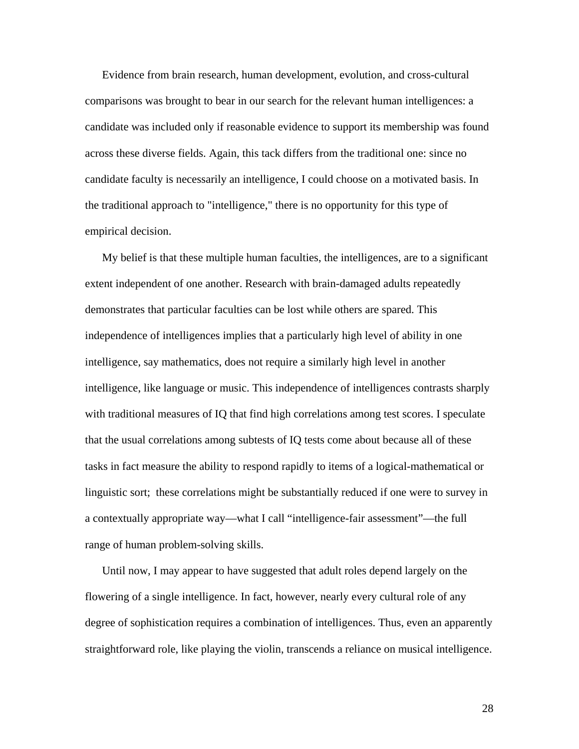Evidence from brain research, human development, evolution, and cross-cultural comparisons was brought to bear in our search for the relevant human intelligences: a candidate was included only if reasonable evidence to support its membership was found across these diverse fields. Again, this tack differs from the traditional one: since no candidate faculty is necessarily an intelligence, I could choose on a motivated basis. In the traditional approach to "intelligence," there is no opportunity for this type of empirical decision.

My belief is that these multiple human faculties, the intelligences, are to a significant extent independent of one another. Research with brain-damaged adults repeatedly demonstrates that particular faculties can be lost while others are spared. This independence of intelligences implies that a particularly high level of ability in one intelligence, say mathematics, does not require a similarly high level in another intelligence, like language or music. This independence of intelligences contrasts sharply with traditional measures of IQ that find high correlations among test scores. I speculate that the usual correlations among subtests of IQ tests come about because all of these tasks in fact measure the ability to respond rapidly to items of a logical-mathematical or linguistic sort; these correlations might be substantially reduced if one were to survey in a contextually appropriate way—what I call "intelligence-fair assessment"—the full range of human problem-solving skills.

Until now, I may appear to have suggested that adult roles depend largely on the flowering of a single intelligence. In fact, however, nearly every cultural role of any degree of sophistication requires a combination of intelligences. Thus, even an apparently straightforward role, like playing the violin, transcends a reliance on musical intelligence.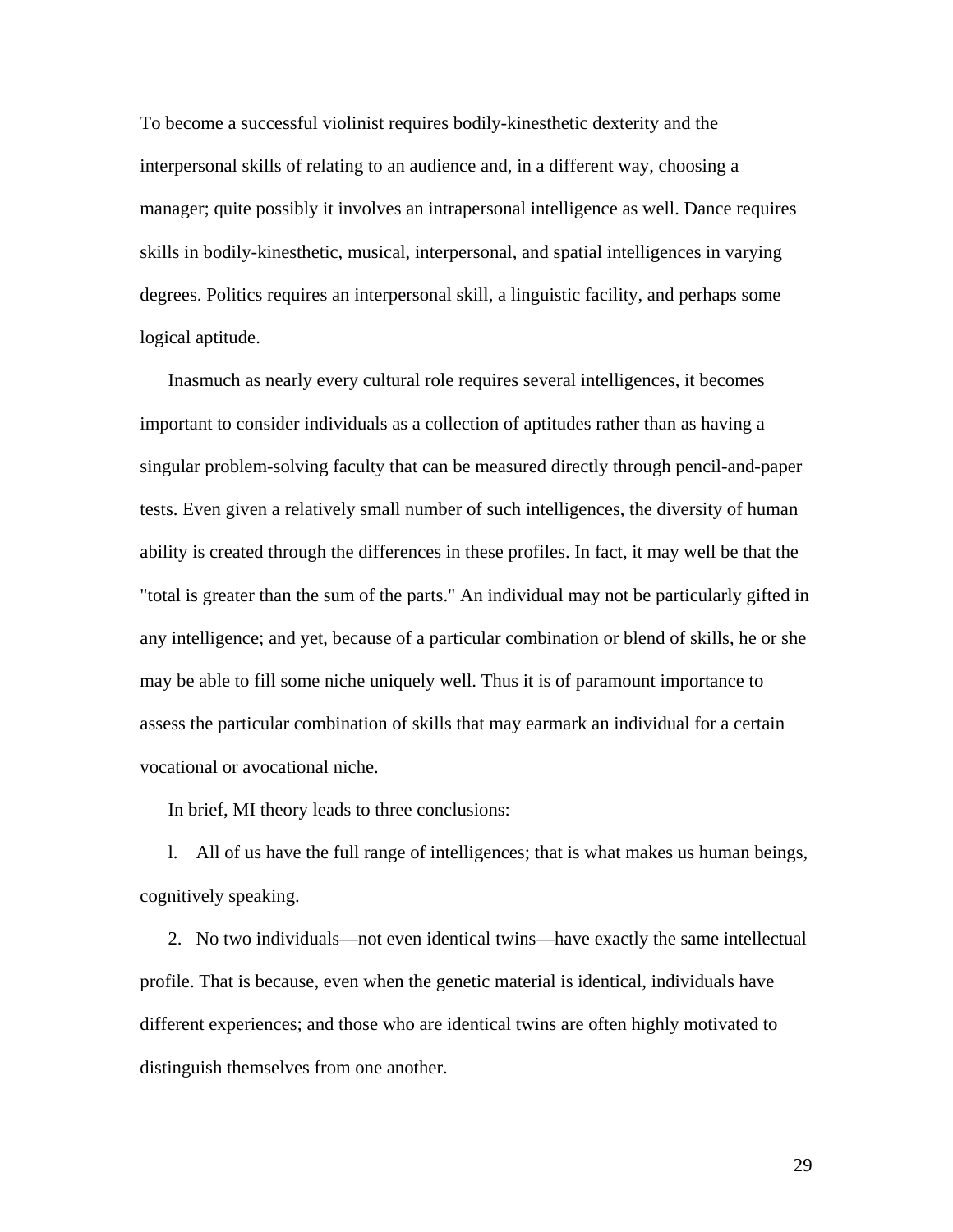To become a successful violinist requires bodily-kinesthetic dexterity and the interpersonal skills of relating to an audience and, in a different way, choosing a manager; quite possibly it involves an intrapersonal intelligence as well. Dance requires skills in bodily-kinesthetic, musical, interpersonal, and spatial intelligences in varying degrees. Politics requires an interpersonal skill, a linguistic facility, and perhaps some logical aptitude.

Inasmuch as nearly every cultural role requires several intelligences, it becomes important to consider individuals as a collection of aptitudes rather than as having a singular problem-solving faculty that can be measured directly through pencil-and-paper tests. Even given a relatively small number of such intelligences, the diversity of human ability is created through the differences in these profiles. In fact, it may well be that the "total is greater than the sum of the parts." An individual may not be particularly gifted in any intelligence; and yet, because of a particular combination or blend of skills, he or she may be able to fill some niche uniquely well. Thus it is of paramount importance to assess the particular combination of skills that may earmark an individual for a certain vocational or avocational niche.

In brief, MI theory leads to three conclusions:

1. All of us have the full range of intelligences; that is what makes us human beings, cognitively speaking.

2. No two individuals—not even identical twins—have exactly the same intellectual profile. That is because, even when the genetic material is identical, individuals have different experiences; and those who are identical twins are often highly motivated to distinguish themselves from one another.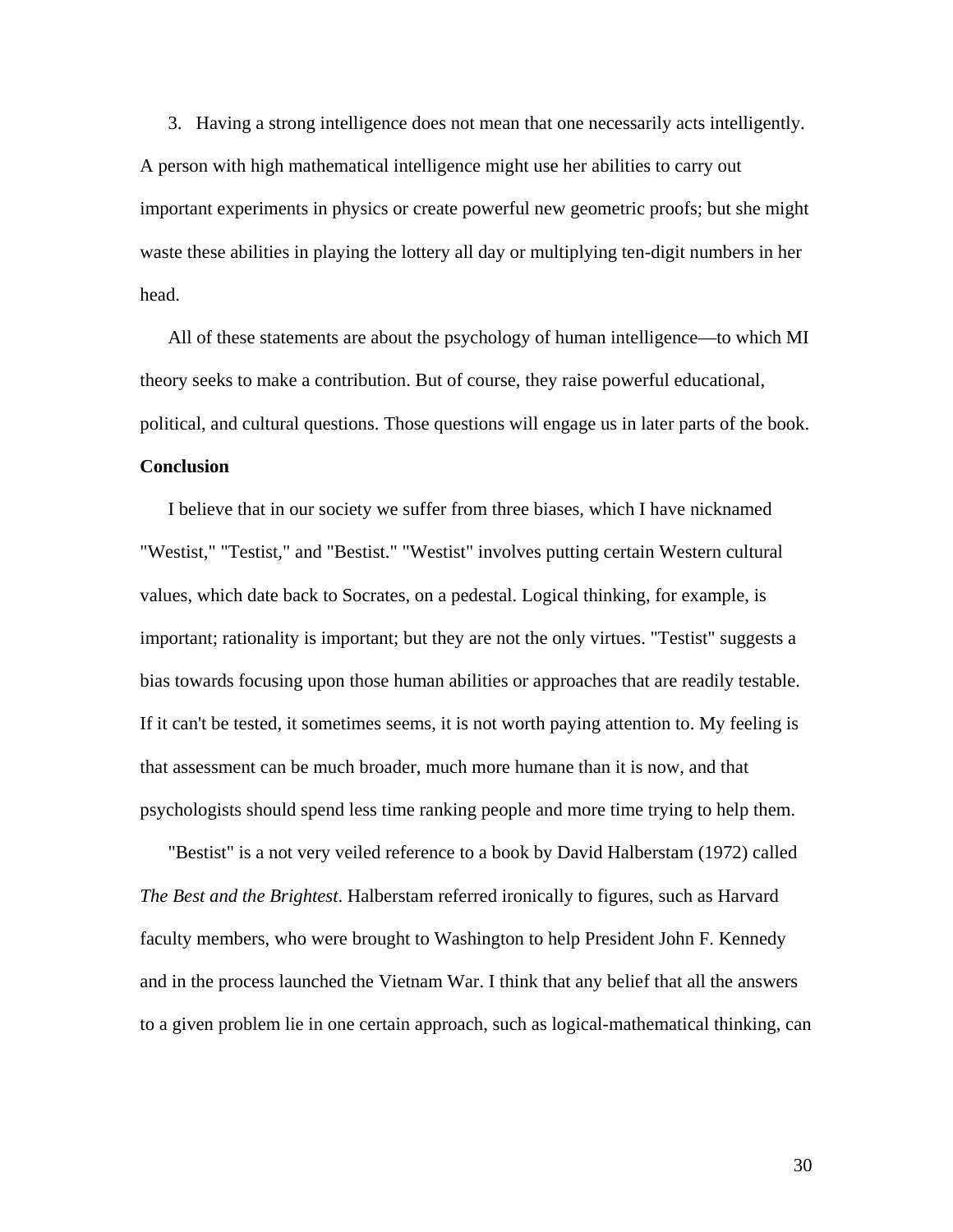3. Having a strong intelligence does not mean that one necessarily acts intelligently. A person with high mathematical intelligence might use her abilities to carry out important experiments in physics or create powerful new geometric proofs; but she might waste these abilities in playing the lottery all day or multiplying ten-digit numbers in her head.

All of these statements are about the psychology of human intelligence—to which MI theory seeks to make a contribution. But of course, they raise powerful educational, political, and cultural questions. Those questions will engage us in later parts of the book.

**Conclusion**

I believe that in our society we suffer from three biases, which I have nicknamed "Westist," "Testist," and "Bestist." "Westist" involves putting certain Western cultural values, which date back to Socrates, on a pedestal. Logical thinking, for example, is important; rationality is important; but they are not the only virtues. "Testist" suggests a bias towards focusing upon those human abilities or approaches that are readily testable. If it can't be tested, it sometimes seems, it is not worth paying attention to. My feeling is that assessment can be much broader, much more humane than it is now, and that psychologists should spend less time ranking people and more time trying to help them.

"Bestist" is a not very veiled reference to a book by David Halberstam (1972) called *The Best and the Brightest*. Halberstam referred ironically to figures, such as Harvard faculty members, who were brought to Washington to help President John F. Kennedy and in the process launched the Vietnam War. I think that any belief that all the answers to a given problem lie in one certain approach, such as logical-mathematical thinking, can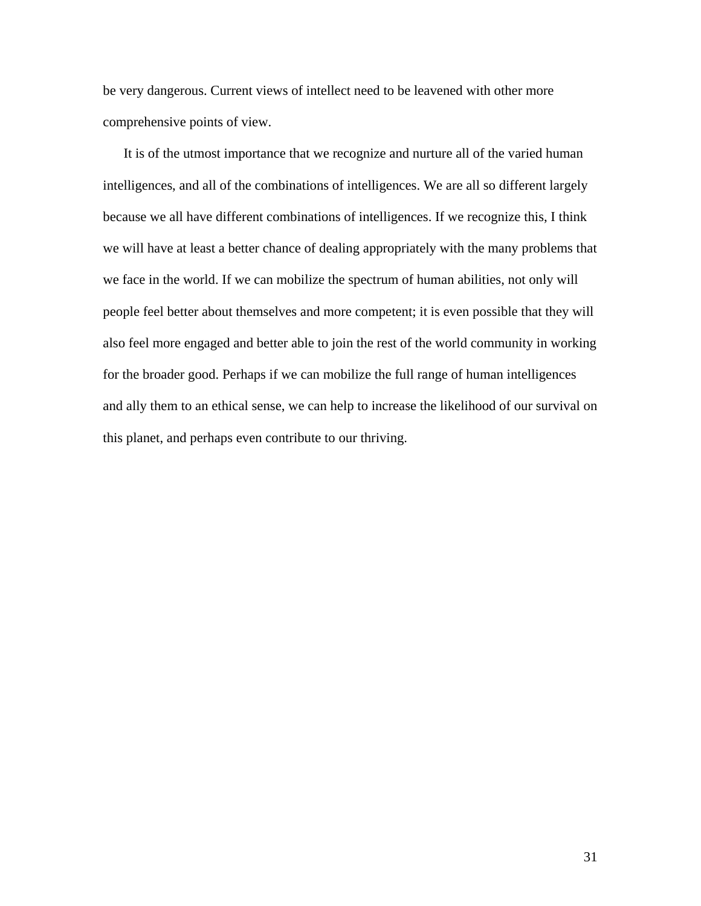be very dangerous. Current views of intellect need to be leavened with other more comprehensive points of view.

It is of the utmost importance that we recognize and nurture all of the varied human intelligences, and all of the combinations of intelligences. We are all so different largely because we all have different combinations of intelligences. If we recognize this, I think we will have at least a better chance of dealing appropriately with the many problems that we face in the world. If we can mobilize the spectrum of human abilities, not only will people feel better about themselves and more competent; it is even possible that they will also feel more engaged and better able to join the rest of the world community in working for the broader good. Perhaps if we can mobilize the full range of human intelligences and ally them to an ethical sense, we can help to increase the likelihood of our survival on this planet, and perhaps even contribute to our thriving.